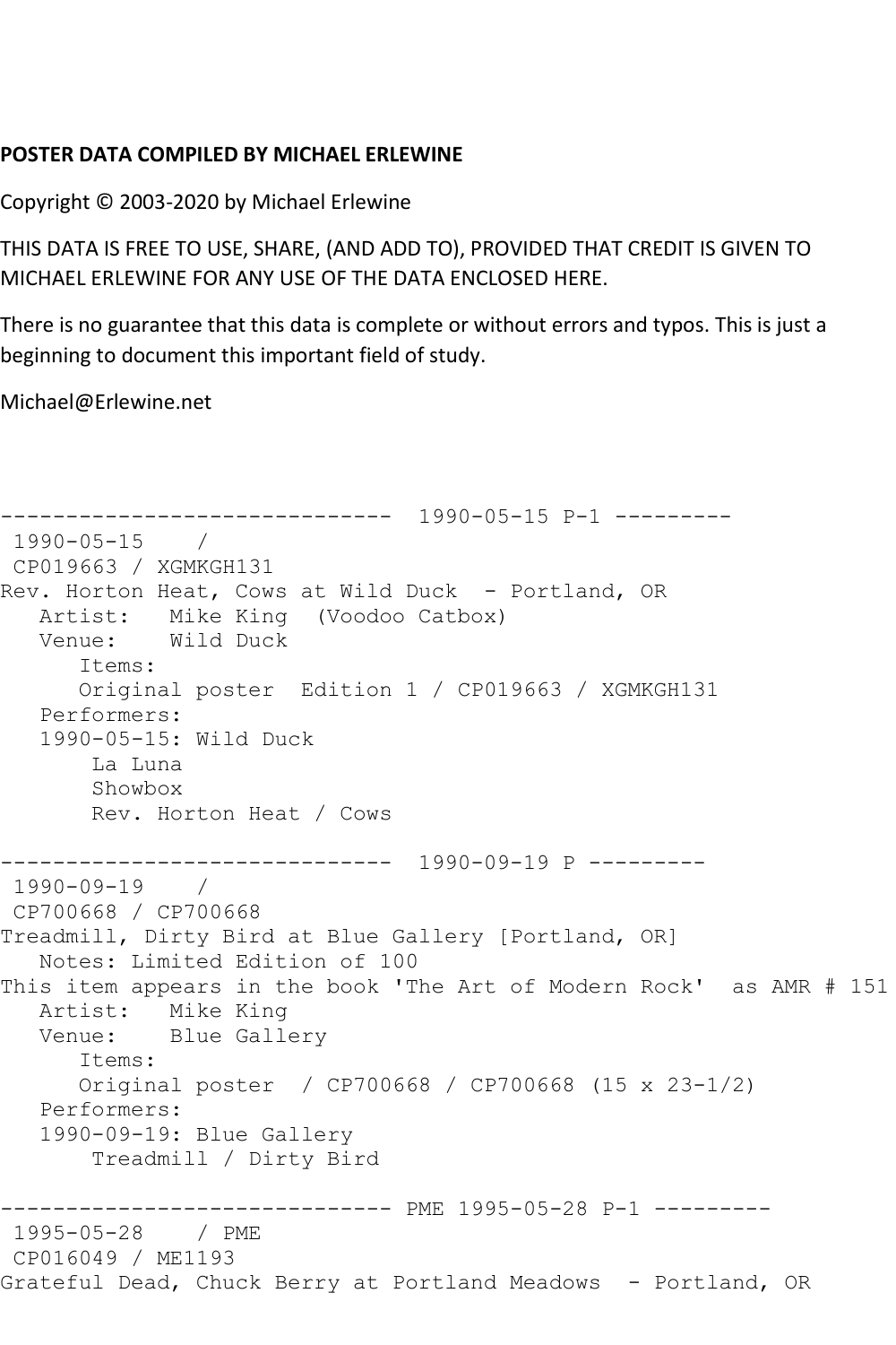**POSTER DATA COMPILED BY MICHAEL ERLEWINE**

Copyright © 2003-2020 by Michael Erlewine

THIS DATA IS FREE TO USE, SHARE, (AND ADD TO), PROVIDED THAT CREDIT IS GIVEN TO MICHAEL ERLEWINE FOR ANY USE OF THE DATA ENCLOSED HERE.

There is no guarantee that this data is complete or without errors and typos. This is just a beginning to document this important field of study.

Michael@Erlewine.net

```
------------------------------  1990-05-15 P-1 ---------
 1990-05-15    /
 CP019663 / XGMKGH131
Rev. Horton Heat, Cows at Wild Duck  - Portland, OR
   Artist:   Mike King  (Voodoo Catbox)
   Venue:    Wild Duck
      Items:
      Original poster  Edition 1 / CP019663 / XGMKGH131
   Performers:
   1990-05-15: Wild Duck
       La Luna
       Showbox
       Rev. Horton Heat / Cows

------------------------------  1990-09-19 P ---------
 1990-09-19    /
 CP700668 / CP700668
Treadmill, Dirty Bird at Blue Gallery [Portland, OR]
   Notes: Limited Edition of 100
This item appears in the book 'The Art of Modern Rock'  as AMR # 151
   Artist:   Mike King
   Venue:    Blue Gallery
      Items:
      Original poster  / CP700668 / CP700668 (15 x 23-1/2)
   Performers:
   1990-09-19: Blue Gallery
       Treadmill / Dirty Bird

------------------------------ PME 1995-05-28 P-1 ---------
 1995-05-28    / PME
 CP016049 / ME1193
Grateful Dead, Chuck Berry at Portland Meadows  - Portland, OR
```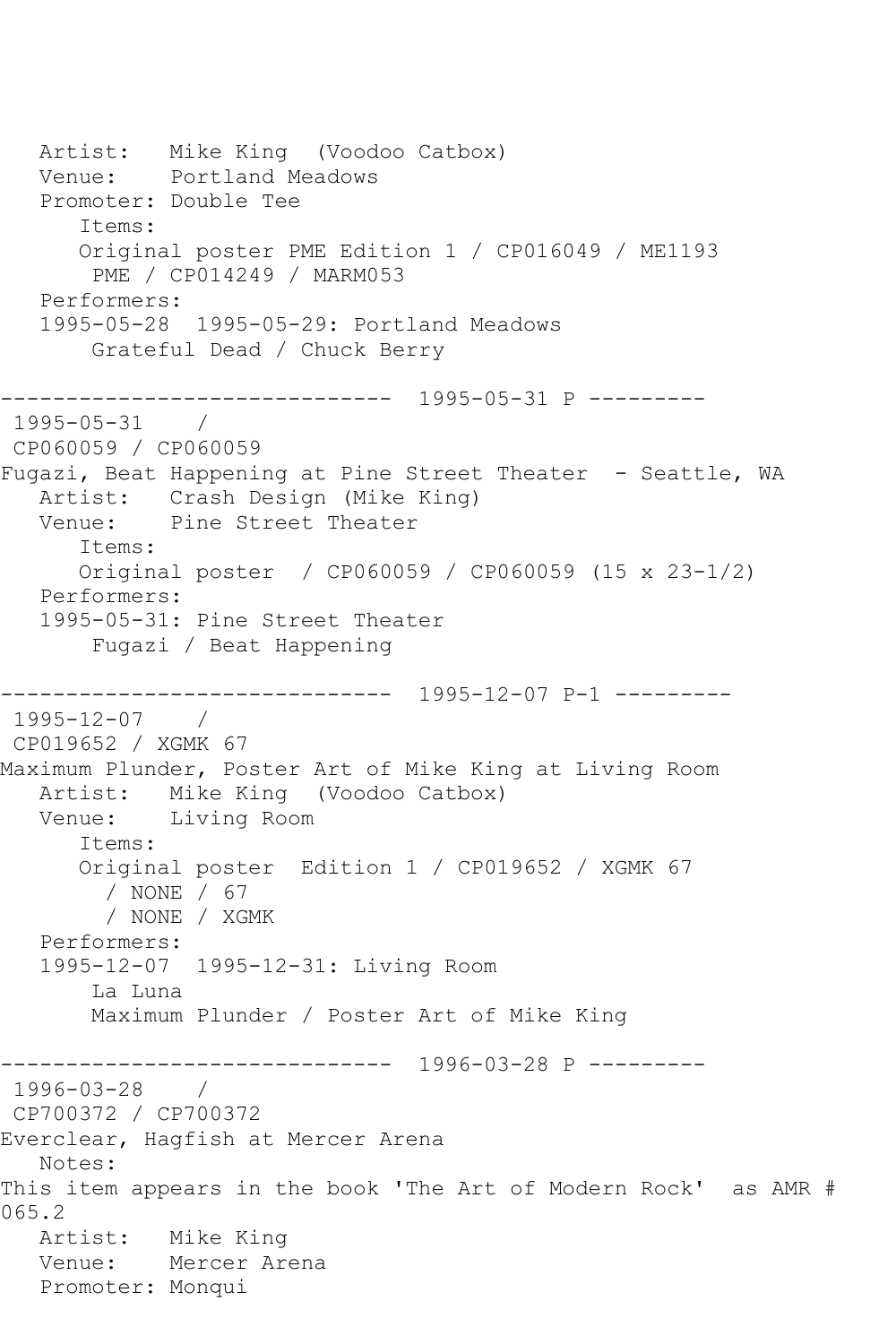```
   Artist:   Mike King  (Voodoo Catbox)
   Venue:    Portland Meadows
   Promoter: Double Tee
      Items:
      Original poster PME Edition 1 / CP016049 / ME1193
       PME / CP014249 / MARM053
   Performers:
   1995-05-28  1995-05-29: Portland Meadows
       Grateful Dead / Chuck Berry

------------------------------  1995-05-31 P ---------
 1995-05-31    /
 CP060059 / CP060059
Fugazi, Beat Happening at Pine Street Theater  - Seattle, WA
   Artist:   Crash Design (Mike King)
   Venue:    Pine Street Theater
      Items:
      Original poster  / CP060059 / CP060059 (15 x 23-1/2)
   Performers:
   1995-05-31: Pine Street Theater
       Fugazi / Beat Happening

------------------------------  1995-12-07 P-1 ---------
 1995-12-07    /
 CP019652 / XGMK 67
Maximum Plunder, Poster Art of Mike King at Living Room
   Artist:   Mike King  (Voodoo Catbox)
   Venue:    Living Room
      Items:
      Original poster  Edition 1 / CP019652 / XGMK 67
        / NONE / 67
        / NONE / XGMK
   Performers:
   1995-12-07  1995-12-31: Living Room
       La Luna
       Maximum Plunder / Poster Art of Mike King

------------------------------  1996-03-28 P ---------
 1996-03-28    /
 CP700372 / CP700372
Everclear, Hagfish at Mercer Arena
   Notes:
This item appears in the book 'The Art of Modern Rock'  as AMR #
065.2
   Artist:   Mike King
   Venue:    Mercer Arena
   Promoter: Monqui
```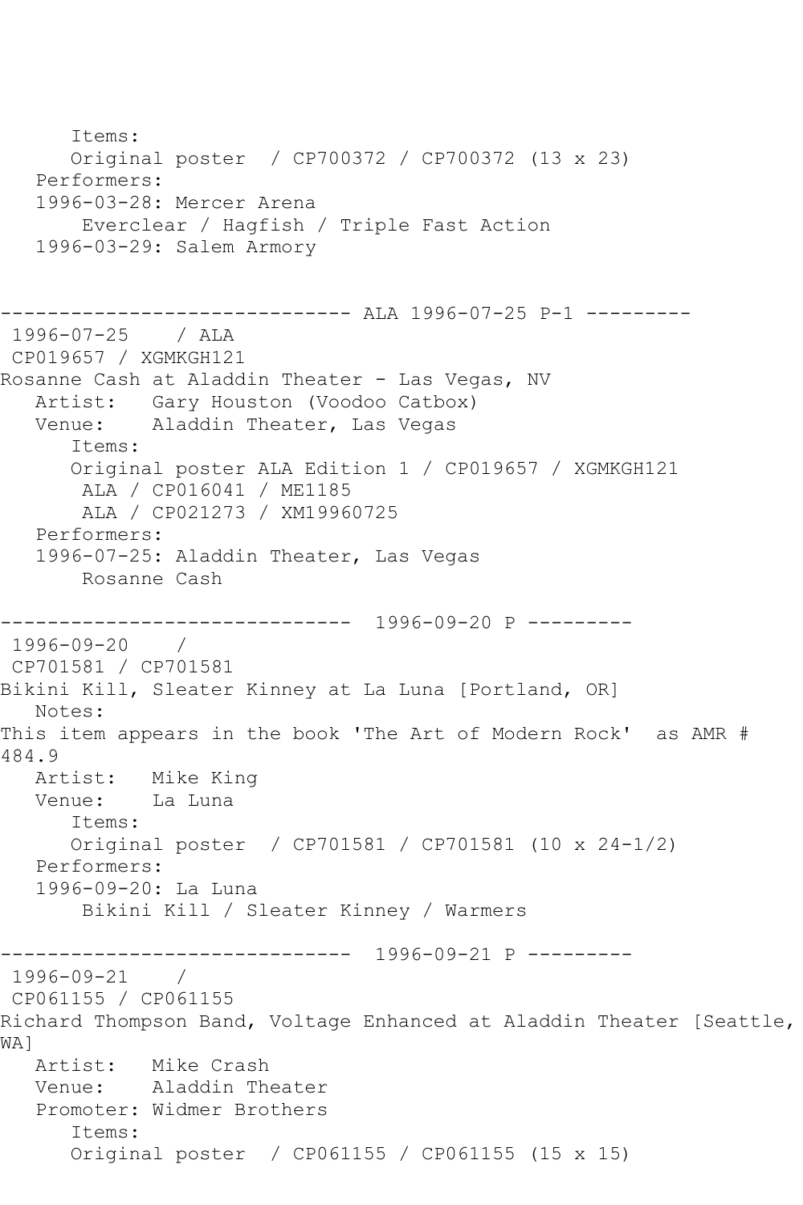```
      Items:
      Original poster  / CP700372 / CP700372 (13 x 23)
   Performers:
   1996-03-28: Mercer Arena
       Everclear / Hagfish / Triple Fast Action
   1996-03-29: Salem Armory


------------------------------ ALA 1996-07-25 P-1 ---------
 1996-07-25    / ALA
 CP019657 / XGMKGH121
Rosanne Cash at Aladdin Theater - Las Vegas, NV
   Artist:   Gary Houston (Voodoo Catbox)
   Venue:    Aladdin Theater, Las Vegas
      Items:
      Original poster ALA Edition 1 / CP019657 / XGMKGH121
       ALA / CP016041 / ME1185
       ALA / CP021273 / XM19960725
   Performers:
   1996-07-25: Aladdin Theater, Las Vegas
       Rosanne Cash

------------------------------  1996-09-20 P ---------
 1996-09-20    /
 CP701581 / CP701581
Bikini Kill, Sleater Kinney at La Luna [Portland, OR]
   Notes:
This item appears in the book 'The Art of Modern Rock'  as AMR #
484.9
   Artist:   Mike King
   Venue:    La Luna
      Items:
      Original poster  / CP701581 / CP701581 (10 x 24-1/2)
   Performers:
   1996-09-20: La Luna
       Bikini Kill / Sleater Kinney / Warmers

------------------------------  1996-09-21 P ---------
 1996-09-21    /
 CP061155 / CP061155
Richard Thompson Band, Voltage Enhanced at Aladdin Theater [Seattle,
WA]
   Artist:   Mike Crash
   Venue:    Aladdin Theater
   Promoter: Widmer Brothers
      Items:
      Original poster  / CP061155 / CP061155 (15 x 15)
```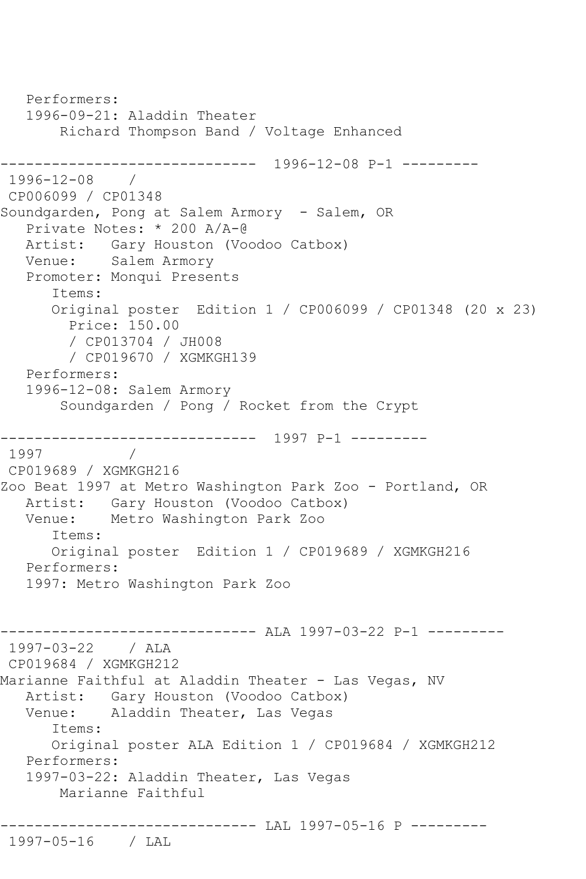```
   Performers:
   1996-09-21: Aladdin Theater
       Richard Thompson Band / Voltage Enhanced

------------------------------  1996-12-08 P-1 ---------
 1996-12-08    / 
 CP006099 / CP01348
Soundgarden, Pong at Salem Armory  - Salem, OR
   Private Notes: * 200 A/A-@
   Artist:   Gary Houston (Voodoo Catbox)
   Venue:    Salem Armory
   Promoter: Monqui Presents
      Items:
      Original poster  Edition 1 / CP006099 / CP01348 (20 x 23)
        Price: 150.00
        / CP013704 / JH008
        / CP019670 / XGMKGH139
   Performers:
   1996-12-08: Salem Armory
       Soundgarden / Pong / Rocket from the Crypt

------------------------------  1997 P-1 ---------
 1997          / 
 CP019689 / XGMKGH216
Zoo Beat 1997 at Metro Washington Park Zoo - Portland, OR
   Artist:   Gary Houston (Voodoo Catbox)
   Venue:    Metro Washington Park Zoo
      Items:
      Original poster  Edition 1 / CP019689 / XGMKGH216
   Performers:
   1997: Metro Washington Park Zoo


------------------------------ ALA 1997-03-22 P-1 ---------
 1997-03-22    / ALA
 CP019684 / XGMKGH212
Marianne Faithful at Aladdin Theater - Las Vegas, NV
   Artist:   Gary Houston (Voodoo Catbox)
   Venue:    Aladdin Theater, Las Vegas
      Items:
      Original poster ALA Edition 1 / CP019684 / XGMKGH212
   Performers:
   1997-03-22: Aladdin Theater, Las Vegas
       Marianne Faithful

------------------------------ LAL 1997-05-16 P ---------
 1997-05-16    / LAL
```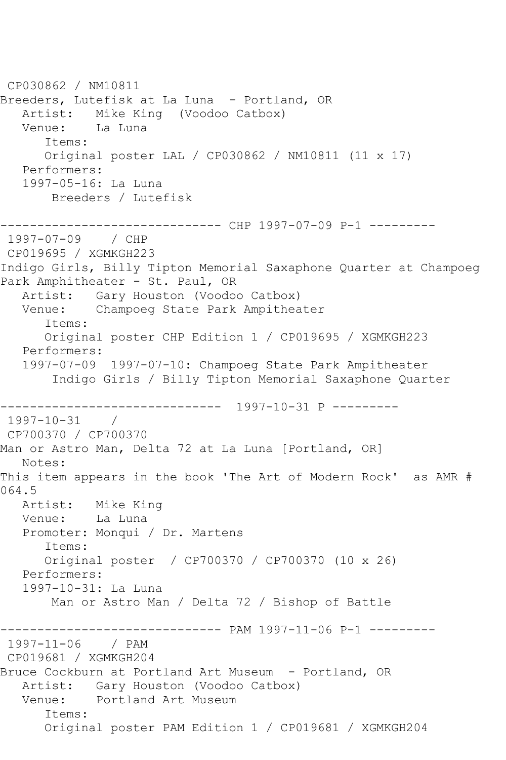CP030862 / NM10811
Breeders, Lutefisk at La Luna - Portland, OR
   Artist: Mike King (Voodoo Catbox)
   Venue: La Luna
      Items:
      Original poster LAL / CP030862 / NM10811 (11 x 17)
   Performers:
   1997-05-16: La Luna
       Breeders / Lutefisk

------------------------------ CHP 1997-07-09 P-1 ---------
1997-07-09 / CHP
CP019695 / XGMKGH223
Indigo Girls, Billy Tipton Memorial Saxaphone Quarter at Champoeg Park Amphitheater - St. Paul, OR
   Artist: Gary Houston (Voodoo Catbox)
   Venue: Champoeg State Park Ampitheater
      Items:
      Original poster CHP Edition 1 / CP019695 / XGMKGH223
   Performers:
   1997-07-09 1997-07-10: Champoeg State Park Ampitheater
       Indigo Girls / Billy Tipton Memorial Saxaphone Quarter

------------------------------ 1997-10-31 P ---------
1997-10-31 /
CP700370 / CP700370
Man or Astro Man, Delta 72 at La Luna [Portland, OR]
   Notes:
This item appears in the book 'The Art of Modern Rock' as AMR # 064.5
   Artist: Mike King
   Venue: La Luna
   Promoter: Monqui / Dr. Martens
      Items:
      Original poster / CP700370 / CP700370 (10 x 26)
   Performers:
   1997-10-31: La Luna
       Man or Astro Man / Delta 72 / Bishop of Battle

------------------------------ PAM 1997-11-06 P-1 ---------
1997-11-06 / PAM
CP019681 / XGMKGH204
Bruce Cockburn at Portland Art Museum - Portland, OR
   Artist: Gary Houston (Voodoo Catbox)
   Venue: Portland Art Museum
      Items:
      Original poster PAM Edition 1 / CP019681 / XGMKGH204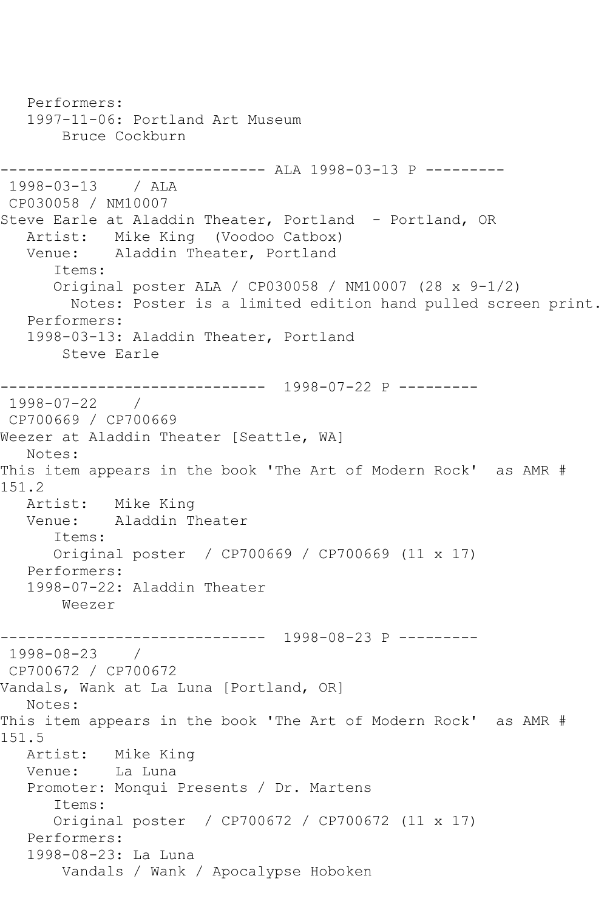Performers:
1997-11-06: Portland Art Museum
Bruce Cockburn

------------------------------ ALA 1998-03-13 P ---------

1998-03-13 / ALA
CP030058 / NM10007
Steve Earle at Aladdin Theater, Portland - Portland, OR
Artist: Mike King (Voodoo Catbox)
Venue: Aladdin Theater, Portland
Items:
Original poster ALA / CP030058 / NM10007 (28 x 9-1/2)
Notes: Poster is a limited edition hand pulled screen print.
Performers:
1998-03-13: Aladdin Theater, Portland
Steve Earle

------------------------------ 1998-07-22 P ---------

1998-07-22 /
CP700669 / CP700669
Weezer at Aladdin Theater [Seattle, WA]
Notes:
This item appears in the book 'The Art of Modern Rock' as AMR # 151.2
Artist: Mike King
Venue: Aladdin Theater
Items:
Original poster / CP700669 / CP700669 (11 x 17)
Performers:
1998-07-22: Aladdin Theater
Weezer

------------------------------ 1998-08-23 P ---------

1998-08-23 /
CP700672 / CP700672
Vandals, Wank at La Luna [Portland, OR]
Notes:
This item appears in the book 'The Art of Modern Rock' as AMR # 151.5
Artist: Mike King
Venue: La Luna
Promoter: Monqui Presents / Dr. Martens
Items:
Original poster / CP700672 / CP700672 (11 x 17)
Performers:
1998-08-23: La Luna
Vandals / Wank / Apocalypse Hoboken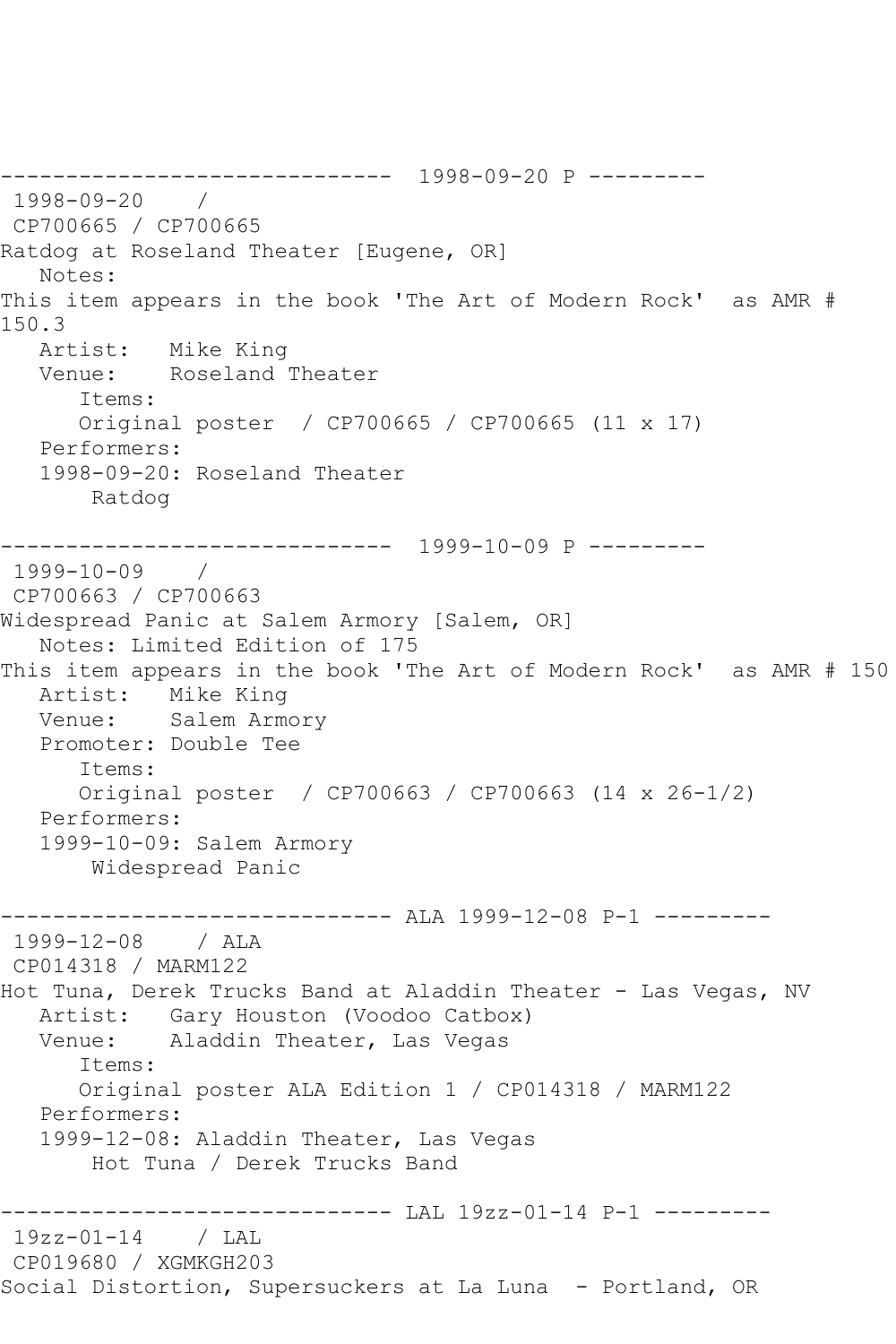------------------------------ 1998-09-20 P ---------
1998-09-20 /
CP700665 / CP700665
Ratdog at Roseland Theater [Eugene, OR]
Notes:
This item appears in the book 'The Art of Modern Rock' as AMR # 150.3
Artist: Mike King
Venue: Roseland Theater
Items:
Original poster / CP700665 / CP700665 (11 x 17)
Performers:
1998-09-20: Roseland Theater
Ratdog

------------------------------ 1999-10-09 P ---------
1999-10-09 /
CP700663 / CP700663
Widespread Panic at Salem Armory [Salem, OR]
Notes: Limited Edition of 175
This item appears in the book 'The Art of Modern Rock' as AMR # 150
Artist: Mike King
Venue: Salem Armory
Promoter: Double Tee
Items:
Original poster / CP700663 / CP700663 (14 x 26-1/2)
Performers:
1999-10-09: Salem Armory
Widespread Panic

------------------------------ ALA 1999-12-08 P-1 ---------
1999-12-08 / ALA
CP014318 / MARM122
Hot Tuna, Derek Trucks Band at Aladdin Theater - Las Vegas, NV
Artist: Gary Houston (Voodoo Catbox)
Venue: Aladdin Theater, Las Vegas
Items:
Original poster ALA Edition 1 / CP014318 / MARM122
Performers:
1999-12-08: Aladdin Theater, Las Vegas
Hot Tuna / Derek Trucks Band

------------------------------ LAL 19zz-01-14 P-1 ---------
19zz-01-14 / LAL
CP019680 / XGMKGH203
Social Distortion, Supersuckers at La Luna - Portland, OR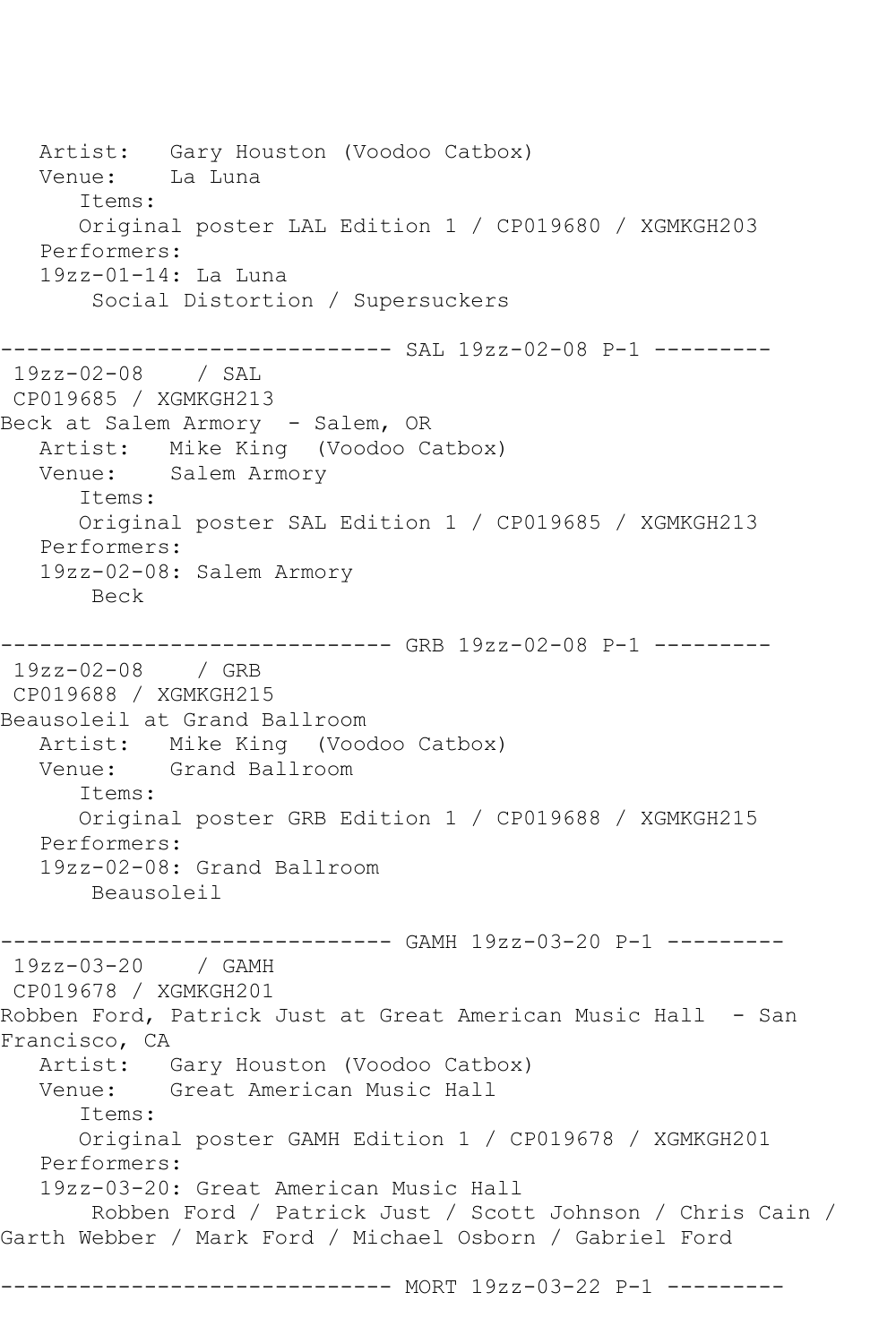```
   Artist:   Gary Houston (Voodoo Catbox)
   Venue:    La Luna
      Items:
      Original poster LAL Edition 1 / CP019680 / XGMKGH203
   Performers:
   19zz-01-14: La Luna
       Social Distortion / Supersuckers

------------------------------ SAL 19zz-02-08 P-1 ---------
 19zz-02-08    / SAL
 CP019685 / XGMKGH213
Beck at Salem Armory  - Salem, OR
   Artist:   Mike King  (Voodoo Catbox)
   Venue:    Salem Armory
      Items:
      Original poster SAL Edition 1 / CP019685 / XGMKGH213
   Performers:
   19zz-02-08: Salem Armory
       Beck

------------------------------ GRB 19zz-02-08 P-1 ---------
 19zz-02-08    / GRB
 CP019688 / XGMKGH215
Beausoleil at Grand Ballroom
   Artist:   Mike King  (Voodoo Catbox)
   Venue:    Grand Ballroom
      Items:
      Original poster GRB Edition 1 / CP019688 / XGMKGH215
   Performers:
   19zz-02-08: Grand Ballroom
       Beausoleil

------------------------------ GAMH 19zz-03-20 P-1 ---------
 19zz-03-20    / GAMH
 CP019678 / XGMKGH201
Robben Ford, Patrick Just at Great American Music Hall  - San
Francisco, CA
   Artist:   Gary Houston (Voodoo Catbox)
   Venue:    Great American Music Hall
      Items:
      Original poster GAMH Edition 1 / CP019678 / XGMKGH201
   Performers:
   19zz-03-20: Great American Music Hall
       Robben Ford / Patrick Just / Scott Johnson / Chris Cain /
Garth Webber / Mark Ford / Michael Osborn / Gabriel Ford

------------------------------ MORT 19zz-03-22 P-1 ---------
```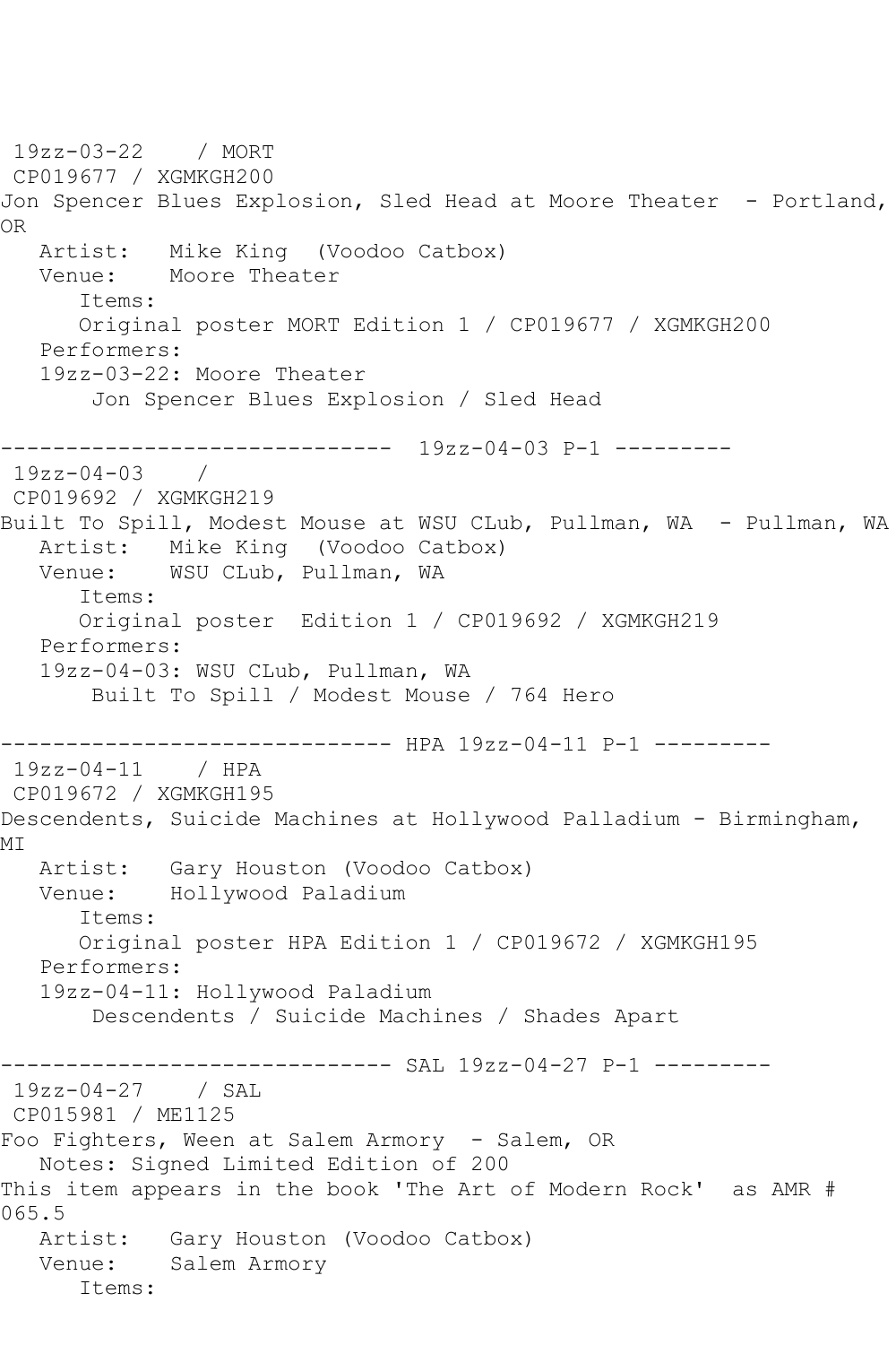19zz-03-22 / MORT
CP019677 / XGMKGH200
Jon Spencer Blues Explosion, Sled Head at Moore Theater - Portland, OR
Artist: Mike King (Voodoo Catbox)
Venue: Moore Theater
Items:
Original poster MORT Edition 1 / CP019677 / XGMKGH200
Performers:
19zz-03-22: Moore Theater
Jon Spencer Blues Explosion / Sled Head

------------------------------ 19zz-04-03 P-1 ---------
19zz-04-03 /
CP019692 / XGMKGH219
Built To Spill, Modest Mouse at WSU CLub, Pullman, WA - Pullman, WA
Artist: Mike King (Voodoo Catbox)
Venue: WSU CLub, Pullman, WA
Items:
Original poster Edition 1 / CP019692 / XGMKGH219
Performers:
19zz-04-03: WSU CLub, Pullman, WA
Built To Spill / Modest Mouse / 764 Hero

------------------------------ HPA 19zz-04-11 P-1 ---------
19zz-04-11 / HPA
CP019672 / XGMKGH195
Descendents, Suicide Machines at Hollywood Palladium - Birmingham, MI
Artist: Gary Houston (Voodoo Catbox)
Venue: Hollywood Paladium
Items:
Original poster HPA Edition 1 / CP019672 / XGMKGH195
Performers:
19zz-04-11: Hollywood Paladium
Descendents / Suicide Machines / Shades Apart

------------------------------ SAL 19zz-04-27 P-1 ---------
19zz-04-27 / SAL
CP015981 / ME1125
Foo Fighters, Ween at Salem Armory - Salem, OR
Notes: Signed Limited Edition of 200
This item appears in the book 'The Art of Modern Rock' as AMR # 065.5
Artist: Gary Houston (Voodoo Catbox)
Venue: Salem Armory
Items: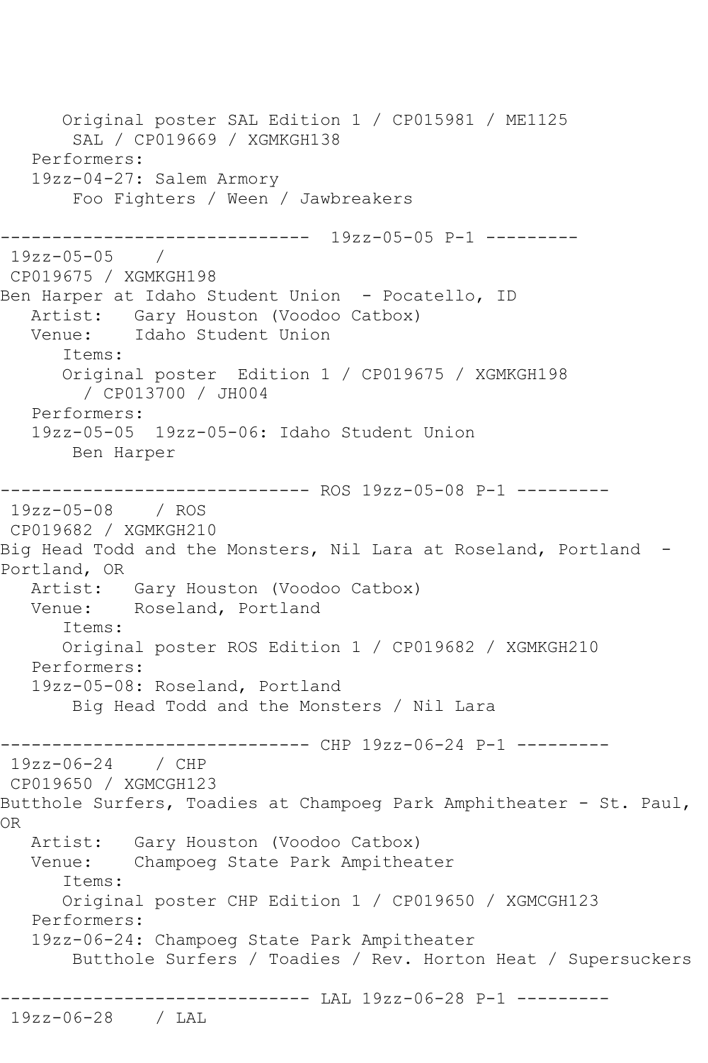```
      Original poster SAL Edition 1 / CP015981 / ME1125
        SAL / CP019669 / XGMKGH138
   Performers:
   19zz-04-27: Salem Armory
       Foo Fighters / Ween / Jawbreakers

------------------------------  19zz-05-05 P-1 ---------
 19zz-05-05    /
 CP019675 / XGMKGH198
Ben Harper at Idaho Student Union  - Pocatello, ID
   Artist:   Gary Houston (Voodoo Catbox)
   Venue:    Idaho Student Union
      Items:
      Original poster  Edition 1 / CP019675 / XGMKGH198
        / CP013700 / JH004
   Performers:
   19zz-05-05  19zz-05-06: Idaho Student Union
       Ben Harper

------------------------------ ROS 19zz-05-08 P-1 ---------
 19zz-05-08    / ROS
 CP019682 / XGMKGH210
Big Head Todd and the Monsters, Nil Lara at Roseland, Portland  -
Portland, OR
   Artist:   Gary Houston (Voodoo Catbox)
   Venue:    Roseland, Portland
      Items:
      Original poster ROS Edition 1 / CP019682 / XGMKGH210
   Performers:
   19zz-05-08: Roseland, Portland
       Big Head Todd and the Monsters / Nil Lara

------------------------------ CHP 19zz-06-24 P-1 ---------
 19zz-06-24    / CHP
 CP019650 / XGMCGH123
Butthole Surfers, Toadies at Champoeg Park Amphitheater - St. Paul,
OR
   Artist:   Gary Houston (Voodoo Catbox)
   Venue:    Champoeg State Park Ampitheater
      Items:
      Original poster CHP Edition 1 / CP019650 / XGMCGH123
   Performers:
   19zz-06-24: Champoeg State Park Ampitheater
       Butthole Surfers / Toadies / Rev. Horton Heat / Supersuckers

------------------------------ LAL 19zz-06-28 P-1 ---------
 19zz-06-28    / LAL
```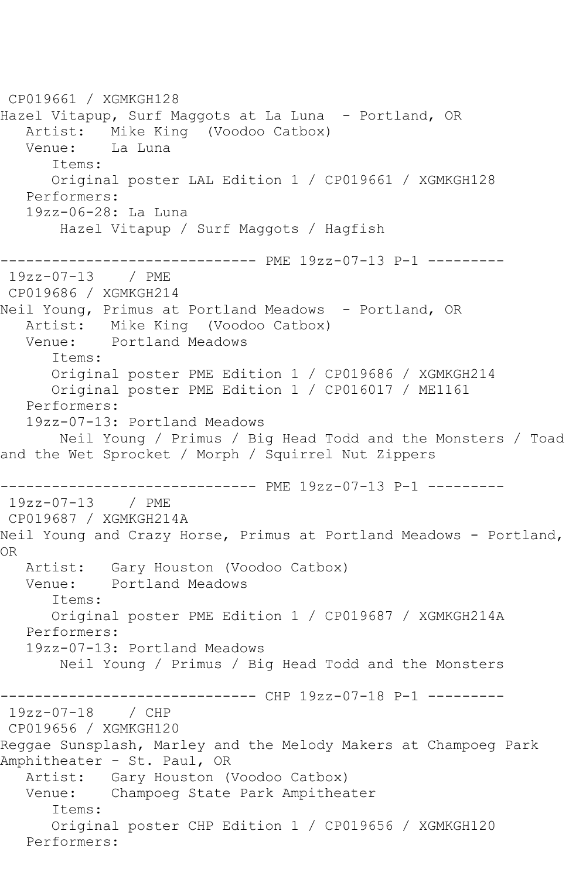CP019661 / XGMKGH128
Hazel Vitapup, Surf Maggots at La Luna - Portland, OR
   Artist:   Mike King (Voodoo Catbox)
   Venue:    La Luna
      Items:
      Original poster LAL Edition 1 / CP019661 / XGMKGH128
   Performers:
   19zz-06-28: La Luna
       Hazel Vitapup / Surf Maggots / Hagfish

------------------------------ PME 19zz-07-13 P-1 ---------
19zz-07-13    / PME
CP019686 / XGMKGH214
Neil Young, Primus at Portland Meadows - Portland, OR
   Artist:   Mike King (Voodoo Catbox)
   Venue:    Portland Meadows
      Items:
      Original poster PME Edition 1 / CP019686 / XGMKGH214
      Original poster PME Edition 1 / CP016017 / ME1161
   Performers:
   19zz-07-13: Portland Meadows
       Neil Young / Primus / Big Head Todd and the Monsters / Toad and the Wet Sprocket / Morph / Squirrel Nut Zippers

------------------------------ PME 19zz-07-13 P-1 ---------
19zz-07-13    / PME
CP019687 / XGMKGH214A
Neil Young and Crazy Horse, Primus at Portland Meadows - Portland, OR
   Artist:   Gary Houston (Voodoo Catbox)
   Venue:    Portland Meadows
      Items:
      Original poster PME Edition 1 / CP019687 / XGMKGH214A
   Performers:
   19zz-07-13: Portland Meadows
       Neil Young / Primus / Big Head Todd and the Monsters

------------------------------ CHP 19zz-07-18 P-1 ---------
19zz-07-18    / CHP
CP019656 / XGMKGH120
Reggae Sunsplash, Marley and the Melody Makers at Champoeg Park Amphitheater - St. Paul, OR
   Artist:   Gary Houston (Voodoo Catbox)
   Venue:    Champoeg State Park Ampitheater
      Items:
      Original poster CHP Edition 1 / CP019656 / XGMKGH120
   Performers: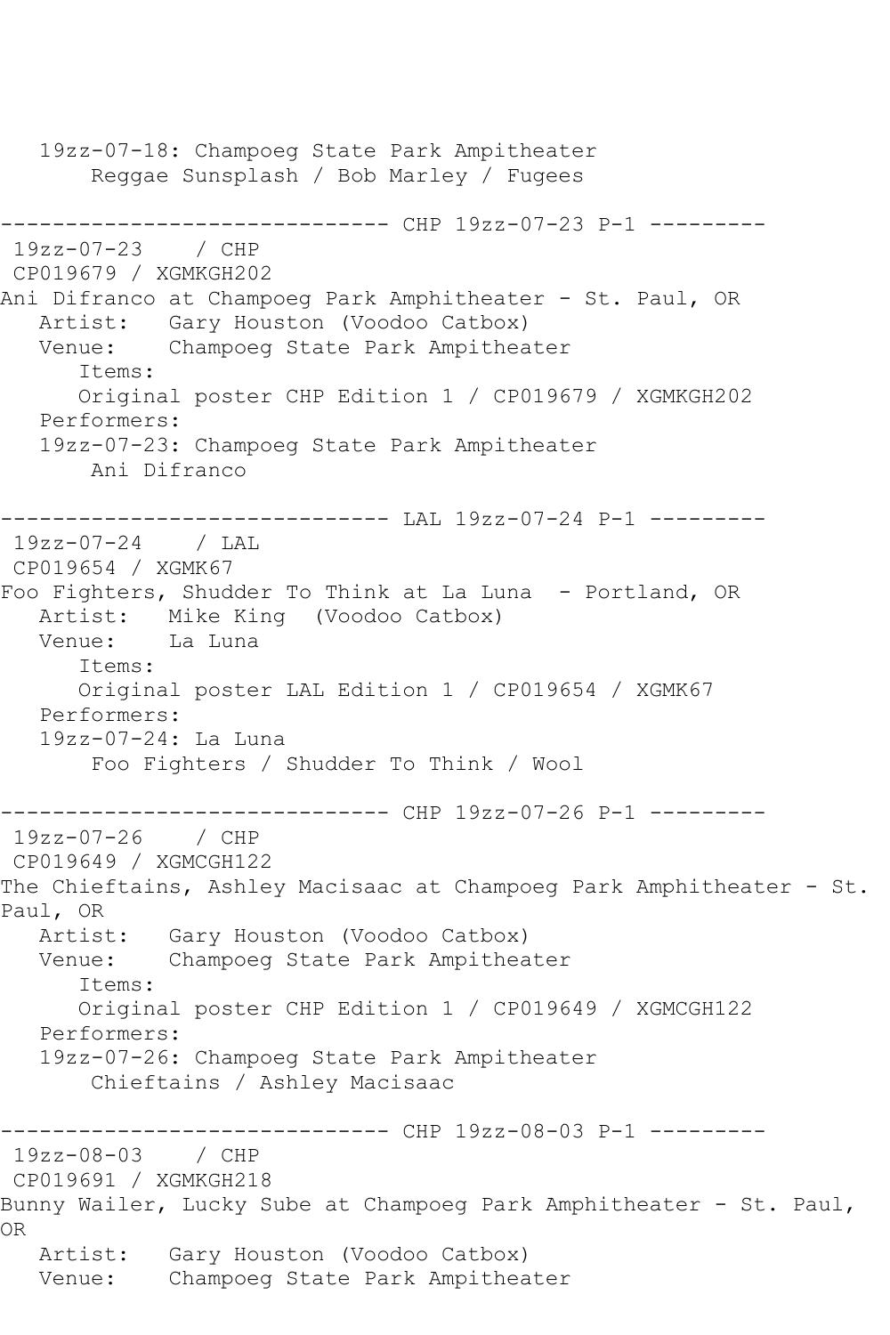```
   19zz-07-18: Champoeg State Park Ampitheater
        Reggae Sunsplash / Bob Marley / Fugees

------------------------------ CHP 19zz-07-23 P-1 ---------
 19zz-07-23    / CHP
 CP019679 / XGMKGH202
Ani Difranco at Champoeg Park Amphitheater - St. Paul, OR
   Artist:   Gary Houston (Voodoo Catbox)
   Venue:    Champoeg State Park Ampitheater
      Items:
      Original poster CHP Edition 1 / CP019679 / XGMKGH202
   Performers:
   19zz-07-23: Champoeg State Park Ampitheater
        Ani Difranco

------------------------------ LAL 19zz-07-24 P-1 ---------
 19zz-07-24    / LAL
 CP019654 / XGMK67
Foo Fighters, Shudder To Think at La Luna  - Portland, OR
   Artist:   Mike King  (Voodoo Catbox)
   Venue:    La Luna
      Items:
      Original poster LAL Edition 1 / CP019654 / XGMK67
   Performers:
   19zz-07-24: La Luna
        Foo Fighters / Shudder To Think / Wool

------------------------------ CHP 19zz-07-26 P-1 ---------
 19zz-07-26    / CHP
 CP019649 / XGMCGH122
The Chieftains, Ashley Macisaac at Champoeg Park Amphitheater - St. 
Paul, OR
   Artist:   Gary Houston (Voodoo Catbox)
   Venue:    Champoeg State Park Ampitheater
      Items:
      Original poster CHP Edition 1 / CP019649 / XGMCGH122
   Performers:
   19zz-07-26: Champoeg State Park Ampitheater
        Chieftains / Ashley Macisaac

------------------------------ CHP 19zz-08-03 P-1 ---------
 19zz-08-03    / CHP
 CP019691 / XGMKGH218
Bunny Wailer, Lucky Sube at Champoeg Park Amphitheater - St. Paul, 
OR
   Artist:   Gary Houston (Voodoo Catbox)
   Venue:    Champoeg State Park Ampitheater
```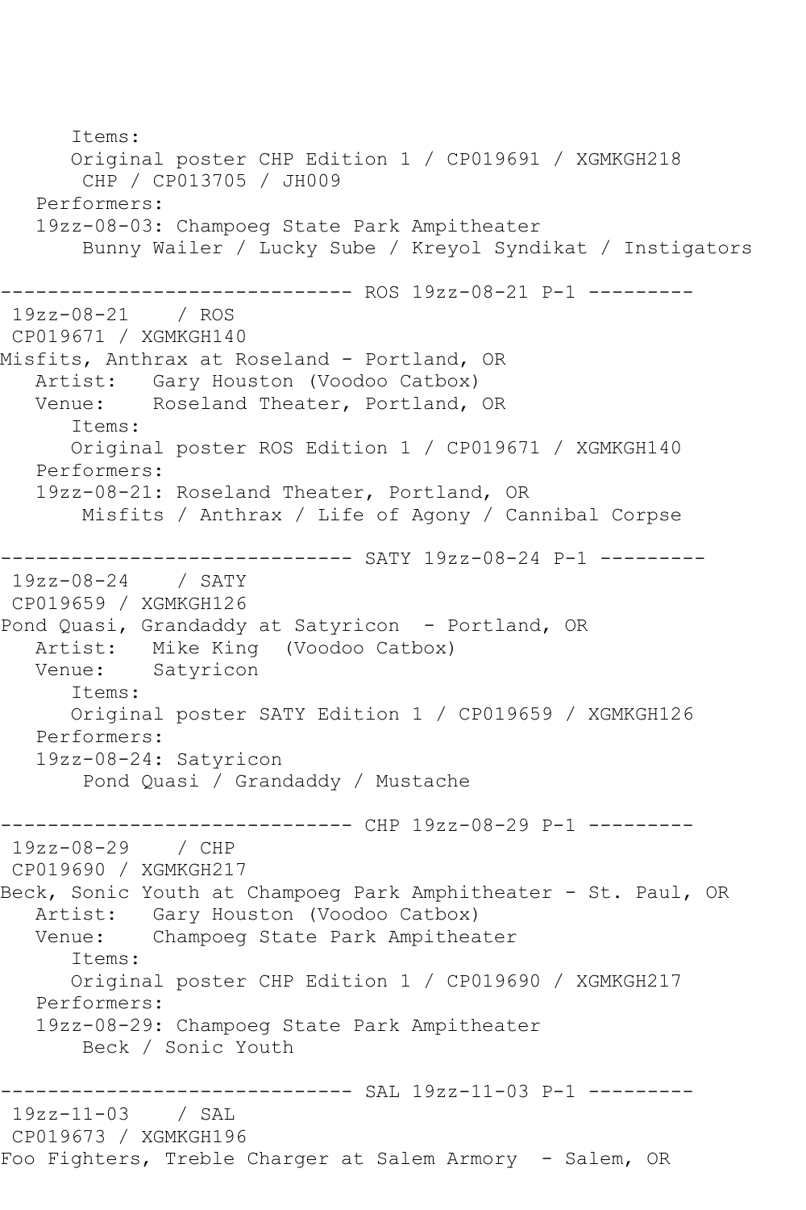```
      Items:
      Original poster CHP Edition 1 / CP019691 / XGMKGH218
       CHP / CP013705 / JH009
   Performers:
   19zz-08-03: Champoeg State Park Ampitheater
       Bunny Wailer / Lucky Sube / Kreyol Syndikat / Instigators

------------------------------ ROS 19zz-08-21 P-1 ---------
 19zz-08-21    / ROS
 CP019671 / XGMKGH140
Misfits, Anthrax at Roseland - Portland, OR
   Artist:   Gary Houston (Voodoo Catbox)
   Venue:    Roseland Theater, Portland, OR
      Items:
      Original poster ROS Edition 1 / CP019671 / XGMKGH140
   Performers:
   19zz-08-21: Roseland Theater, Portland, OR
       Misfits / Anthrax / Life of Agony / Cannibal Corpse

------------------------------ SATY 19zz-08-24 P-1 ---------
 19zz-08-24    / SATY
 CP019659 / XGMKGH126
Pond Quasi, Grandaddy at Satyricon  - Portland, OR
   Artist:   Mike King  (Voodoo Catbox)
   Venue:    Satyricon
      Items:
      Original poster SATY Edition 1 / CP019659 / XGMKGH126
   Performers:
   19zz-08-24: Satyricon
       Pond Quasi / Grandaddy / Mustache

------------------------------ CHP 19zz-08-29 P-1 ---------
 19zz-08-29    / CHP
 CP019690 / XGMKGH217
Beck, Sonic Youth at Champoeg Park Amphitheater - St. Paul, OR
   Artist:   Gary Houston (Voodoo Catbox)
   Venue:    Champoeg State Park Ampitheater
      Items:
      Original poster CHP Edition 1 / CP019690 / XGMKGH217
   Performers:
   19zz-08-29: Champoeg State Park Ampitheater
       Beck / Sonic Youth

------------------------------ SAL 19zz-11-03 P-1 ---------
 19zz-11-03    / SAL
 CP019673 / XGMKGH196
Foo Fighters, Treble Charger at Salem Armory  - Salem, OR
```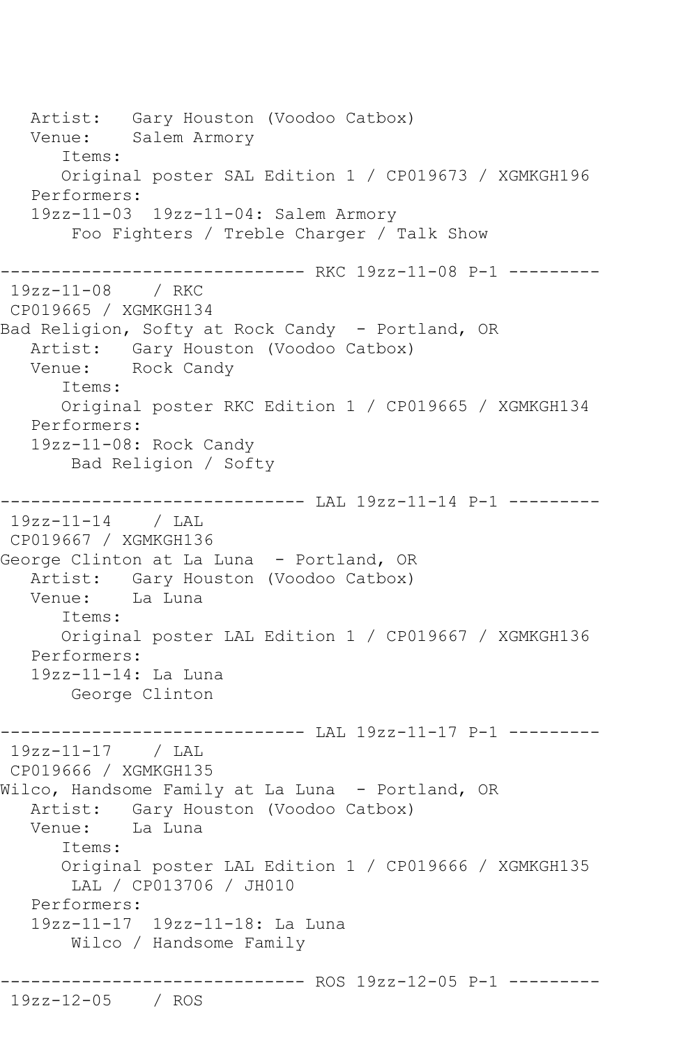```
   Artist:   Gary Houston (Voodoo Catbox)
   Venue:    Salem Armory
      Items:
      Original poster SAL Edition 1 / CP019673 / XGMKGH196
   Performers:
   19zz-11-03  19zz-11-04: Salem Armory
       Foo Fighters / Treble Charger / Talk Show

------------------------------ RKC 19zz-11-08 P-1 ---------
 19zz-11-08    / RKC
 CP019665 / XGMKGH134
Bad Religion, Softy at Rock Candy  - Portland, OR
   Artist:   Gary Houston (Voodoo Catbox)
   Venue:    Rock Candy
      Items:
      Original poster RKC Edition 1 / CP019665 / XGMKGH134
   Performers:
   19zz-11-08: Rock Candy
       Bad Religion / Softy

------------------------------ LAL 19zz-11-14 P-1 ---------
 19zz-11-14    / LAL
 CP019667 / XGMKGH136
George Clinton at La Luna  - Portland, OR
   Artist:   Gary Houston (Voodoo Catbox)
   Venue:    La Luna
      Items:
      Original poster LAL Edition 1 / CP019667 / XGMKGH136
   Performers:
   19zz-11-14: La Luna
       George Clinton

------------------------------ LAL 19zz-11-17 P-1 ---------
 19zz-11-17    / LAL
 CP019666 / XGMKGH135
Wilco, Handsome Family at La Luna  - Portland, OR
   Artist:   Gary Houston (Voodoo Catbox)
   Venue:    La Luna
      Items:
      Original poster LAL Edition 1 / CP019666 / XGMKGH135
       LAL / CP013706 / JH010
   Performers:
   19zz-11-17  19zz-11-18: La Luna
       Wilco / Handsome Family

------------------------------ ROS 19zz-12-05 P-1 ---------
 19zz-12-05    / ROS
```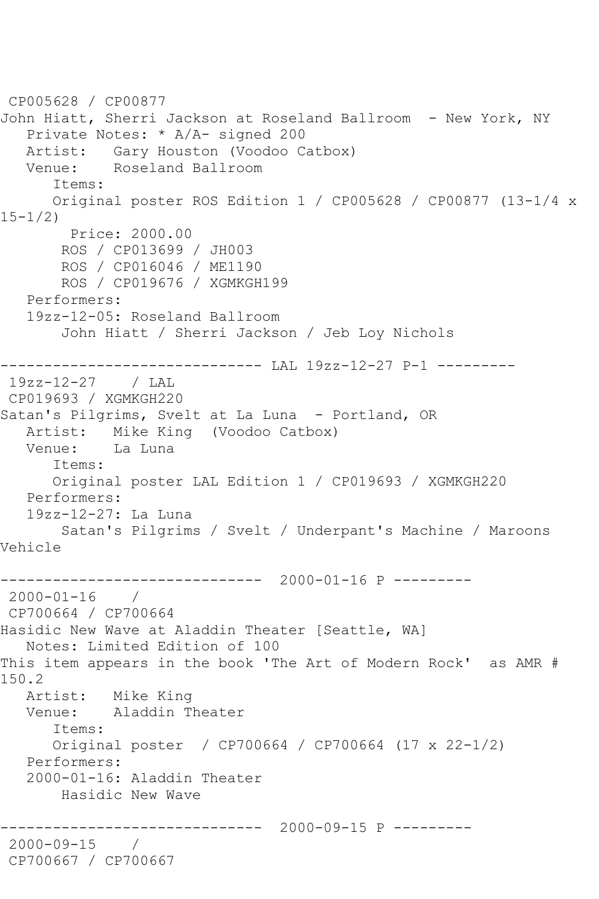CP005628 / CP00877
John Hiatt, Sherri Jackson at Roseland Ballroom - New York, NY
   Private Notes: * A/A- signed 200
   Artist: Gary Houston (Voodoo Catbox)
   Venue: Roseland Ballroom
      Items:
      Original poster ROS Edition 1 / CP005628 / CP00877 (13-1/4 x 15-1/2)
        Price: 2000.00
       ROS / CP013699 / JH003
       ROS / CP016046 / ME1190
       ROS / CP019676 / XGMKGH199
   Performers:
   19zz-12-05: Roseland Ballroom
       John Hiatt / Sherri Jackson / Jeb Loy Nichols

------------------------------ LAL 19zz-12-27 P-1 ---------
19zz-12-27 / LAL
CP019693 / XGMKGH220
Satan's Pilgrims, Svelt at La Luna - Portland, OR
   Artist: Mike King (Voodoo Catbox)
   Venue: La Luna
      Items:
      Original poster LAL Edition 1 / CP019693 / XGMKGH220
   Performers:
   19zz-12-27: La Luna
       Satan's Pilgrims / Svelt / Underpant's Machine / Maroons Vehicle

------------------------------ 2000-01-16 P ---------
2000-01-16 /
CP700664 / CP700664
Hasidic New Wave at Aladdin Theater [Seattle, WA]
   Notes: Limited Edition of 100
This item appears in the book 'The Art of Modern Rock' as AMR # 150.2
   Artist: Mike King
   Venue: Aladdin Theater
      Items:
      Original poster / CP700664 / CP700664 (17 x 22-1/2)
   Performers:
   2000-01-16: Aladdin Theater
       Hasidic New Wave

------------------------------ 2000-09-15 P ---------
2000-09-15 /
CP700667 / CP700667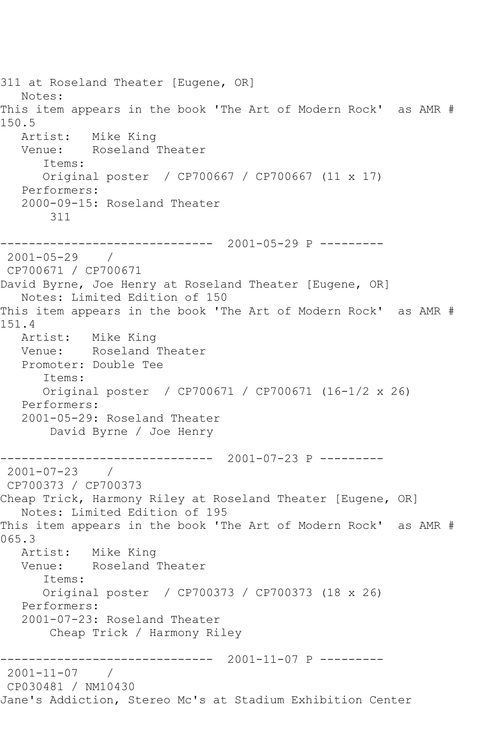311 at Roseland Theater [Eugene, OR]
   Notes:
This item appears in the book 'The Art of Modern Rock'  as AMR # 150.5
   Artist:   Mike King
   Venue:    Roseland Theater
      Items:
      Original poster  / CP700667 / CP700667 (11 x 17)
   Performers:
   2000-09-15: Roseland Theater
       311

------------------------------  2001-05-29 P ---------
 2001-05-29    /
 CP700671 / CP700671
David Byrne, Joe Henry at Roseland Theater [Eugene, OR]
   Notes: Limited Edition of 150
This item appears in the book 'The Art of Modern Rock'  as AMR # 151.4
   Artist:   Mike King
   Venue:    Roseland Theater
   Promoter: Double Tee
      Items:
      Original poster  / CP700671 / CP700671 (16-1/2 x 26)
   Performers:
   2001-05-29: Roseland Theater
       David Byrne / Joe Henry

------------------------------  2001-07-23 P ---------
 2001-07-23    /
 CP700373 / CP700373
Cheap Trick, Harmony Riley at Roseland Theater [Eugene, OR]
   Notes: Limited Edition of 195
This item appears in the book 'The Art of Modern Rock'  as AMR # 065.3
   Artist:   Mike King
   Venue:    Roseland Theater
      Items:
      Original poster  / CP700373 / CP700373 (18 x 26)
   Performers:
   2001-07-23: Roseland Theater
       Cheap Trick / Harmony Riley

------------------------------  2001-11-07 P ---------
 2001-11-07    /
 CP030481 / NM10430
Jane's Addiction, Stereo Mc's at Stadium Exhibition Center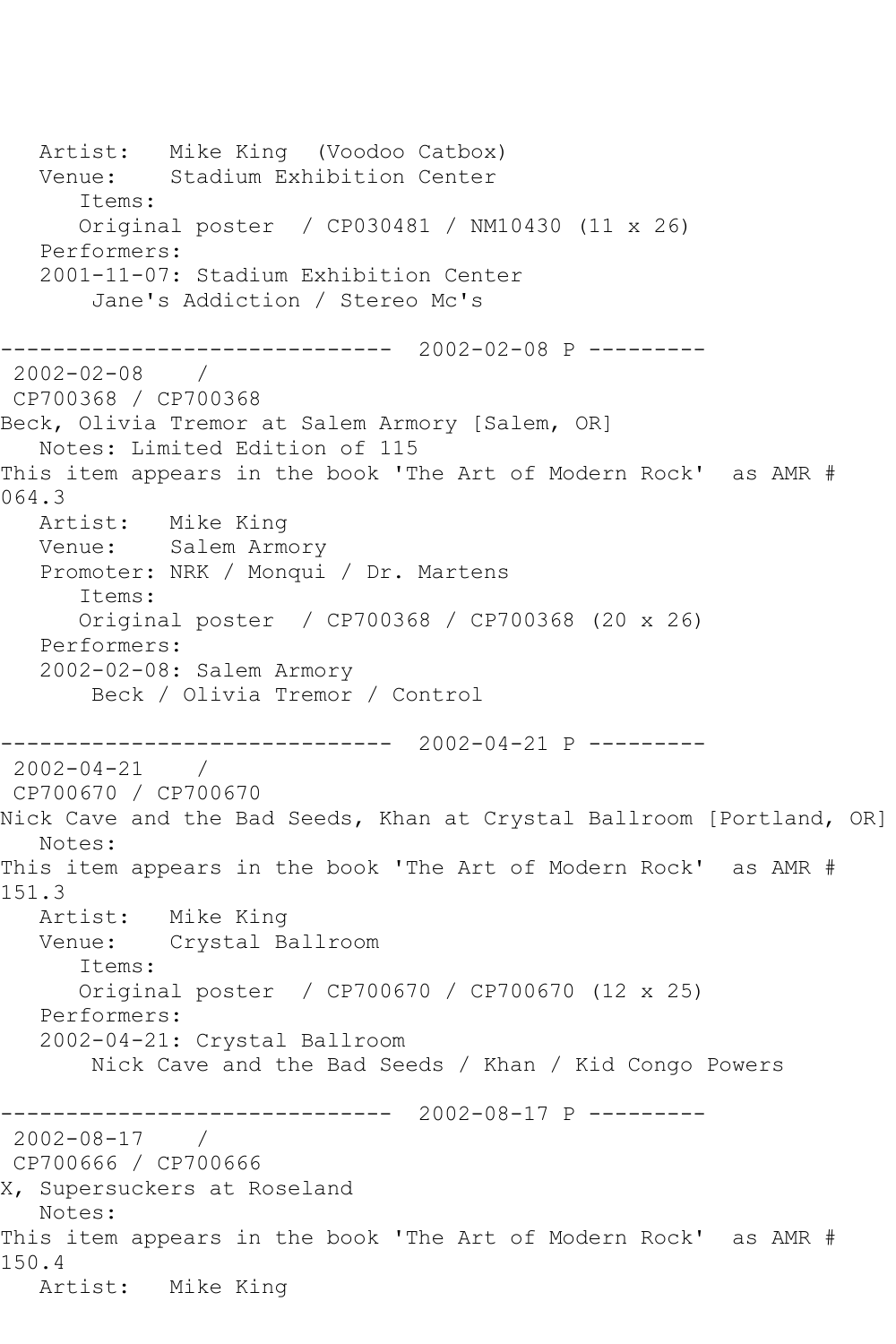Artist: Mike King (Voodoo Catbox)
Venue: Stadium Exhibition Center
Items:
Original poster / CP030481 / NM10430 (11 x 26)
Performers:
2001-11-07: Stadium Exhibition Center
Jane's Addiction / Stereo Mc's

------------------------------ 2002-02-08 P ---------

2002-02-08 /
CP700368 / CP700368
Beck, Olivia Tremor at Salem Armory [Salem, OR]
Notes: Limited Edition of 115
This item appears in the book 'The Art of Modern Rock' as AMR # 064.3
Artist: Mike King
Venue: Salem Armory
Promoter: NRK / Monqui / Dr. Martens
Items:
Original poster / CP700368 / CP700368 (20 x 26)
Performers:
2002-02-08: Salem Armory
Beck / Olivia Tremor / Control

------------------------------ 2002-04-21 P ---------

2002-04-21 /
CP700670 / CP700670
Nick Cave and the Bad Seeds, Khan at Crystal Ballroom [Portland, OR]
Notes:
This item appears in the book 'The Art of Modern Rock' as AMR # 151.3
Artist: Mike King
Venue: Crystal Ballroom
Items:
Original poster / CP700670 / CP700670 (12 x 25)
Performers:
2002-04-21: Crystal Ballroom
Nick Cave and the Bad Seeds / Khan / Kid Congo Powers

------------------------------ 2002-08-17 P ---------

2002-08-17 /
CP700666 / CP700666
X, Supersuckers at Roseland
Notes:
This item appears in the book 'The Art of Modern Rock' as AMR # 150.4
Artist: Mike King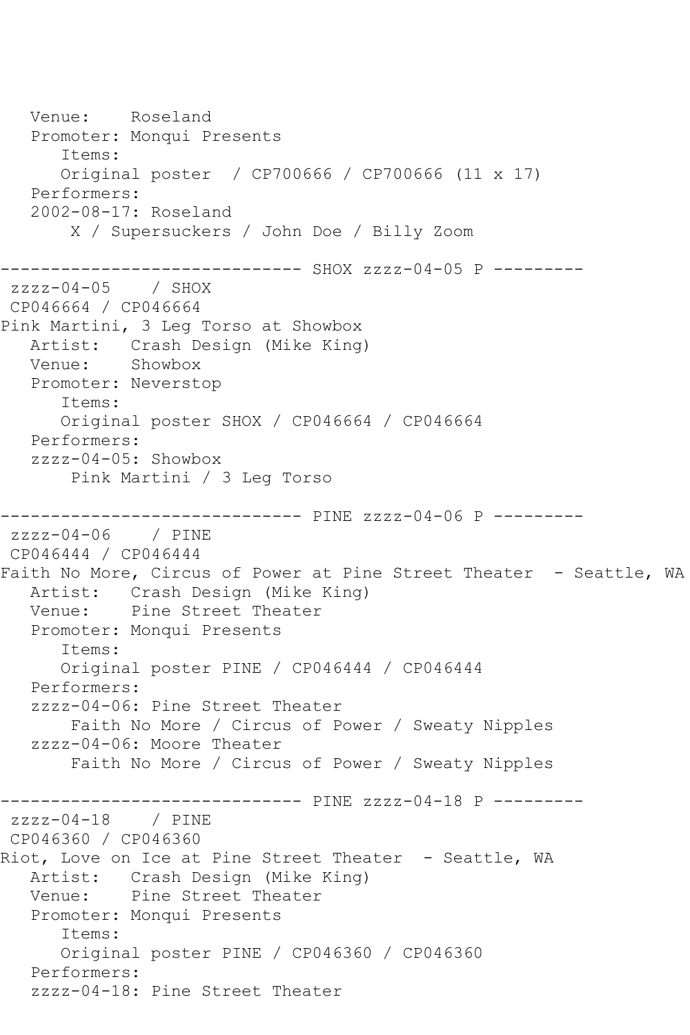```
   Venue:    Roseland
   Promoter: Monqui Presents
      Items:
      Original poster  / CP700666 / CP700666 (11 x 17)
   Performers:
   2002-08-17: Roseland
       X / Supersuckers / John Doe / Billy Zoom

------------------------------ SHOX zzzz-04-05 P ---------
 zzzz-04-05    / SHOX
 CP046664 / CP046664
Pink Martini, 3 Leg Torso at Showbox
   Artist:   Crash Design (Mike King)
   Venue:    Showbox
   Promoter: Neverstop
      Items:
      Original poster SHOX / CP046664 / CP046664
   Performers:
   zzzz-04-05: Showbox
       Pink Martini / 3 Leg Torso

------------------------------ PINE zzzz-04-06 P ---------
 zzzz-04-06    / PINE
 CP046444 / CP046444
Faith No More, Circus of Power at Pine Street Theater  - Seattle, WA
   Artist:   Crash Design (Mike King)
   Venue:    Pine Street Theater
   Promoter: Monqui Presents
      Items:
      Original poster PINE / CP046444 / CP046444
   Performers:
   zzzz-04-06: Pine Street Theater
       Faith No More / Circus of Power / Sweaty Nipples
   zzzz-04-06: Moore Theater
       Faith No More / Circus of Power / Sweaty Nipples

------------------------------ PINE zzzz-04-18 P ---------
 zzzz-04-18    / PINE
 CP046360 / CP046360
Riot, Love on Ice at Pine Street Theater  - Seattle, WA
   Artist:   Crash Design (Mike King)
   Venue:    Pine Street Theater
   Promoter: Monqui Presents
      Items:
      Original poster PINE / CP046360 / CP046360
   Performers:
   zzzz-04-18: Pine Street Theater
```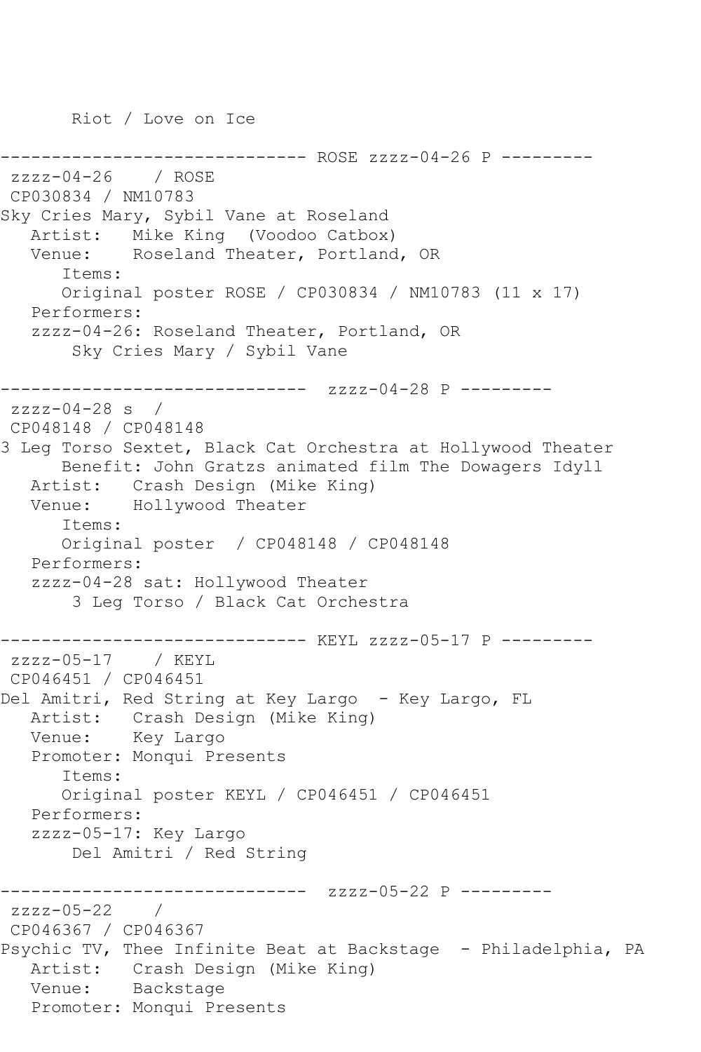```
       Riot / Love on Ice

------------------------------ ROSE zzzz-04-26 P ---------
 zzzz-04-26    / ROSE
 CP030834 / NM10783
Sky Cries Mary, Sybil Vane at Roseland
   Artist:   Mike King  (Voodoo Catbox)
   Venue:    Roseland Theater, Portland, OR
      Items:
      Original poster ROSE / CP030834 / NM10783 (11 x 17)
   Performers:
   zzzz-04-26: Roseland Theater, Portland, OR
       Sky Cries Mary / Sybil Vane

------------------------------  zzzz-04-28 P ---------
 zzzz-04-28 s  /
 CP048148 / CP048148
3 Leg Torso Sextet, Black Cat Orchestra at Hollywood Theater
      Benefit: John Gratzs animated film The Dowagers Idyll
   Artist:   Crash Design (Mike King)
   Venue:    Hollywood Theater
      Items:
      Original poster  / CP048148 / CP048148
   Performers:
   zzzz-04-28 sat: Hollywood Theater
       3 Leg Torso / Black Cat Orchestra

------------------------------ KEYL zzzz-05-17 P ---------
 zzzz-05-17    / KEYL
 CP046451 / CP046451
Del Amitri, Red String at Key Largo  - Key Largo, FL
   Artist:   Crash Design (Mike King)
   Venue:    Key Largo
   Promoter: Monqui Presents
      Items:
      Original poster KEYL / CP046451 / CP046451
   Performers:
   zzzz-05-17: Key Largo
       Del Amitri / Red String

------------------------------  zzzz-05-22 P ---------
 zzzz-05-22    /
 CP046367 / CP046367
Psychic TV, Thee Infinite Beat at Backstage  - Philadelphia, PA
   Artist:   Crash Design (Mike King)
   Venue:    Backstage
   Promoter: Monqui Presents
```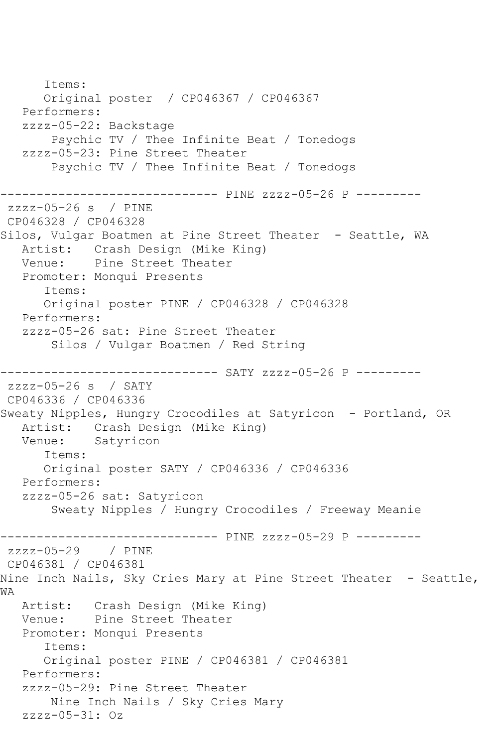```
      Items:
      Original poster  / CP046367 / CP046367
   Performers:
   zzzz-05-22: Backstage
       Psychic TV / Thee Infinite Beat / Tonedogs
   zzzz-05-23: Pine Street Theater
       Psychic TV / Thee Infinite Beat / Tonedogs

------------------------------ PINE zzzz-05-26 P ---------
 zzzz-05-26 s  / PINE
 CP046328 / CP046328
Silos, Vulgar Boatmen at Pine Street Theater  - Seattle, WA
   Artist:   Crash Design (Mike King)
   Venue:    Pine Street Theater
   Promoter: Monqui Presents
      Items:
      Original poster PINE / CP046328 / CP046328
   Performers:
   zzzz-05-26 sat: Pine Street Theater
       Silos / Vulgar Boatmen / Red String

------------------------------ SATY zzzz-05-26 P ---------
 zzzz-05-26 s  / SATY
 CP046336 / CP046336
Sweaty Nipples, Hungry Crocodiles at Satyricon  - Portland, OR
   Artist:   Crash Design (Mike King)
   Venue:    Satyricon
      Items:
      Original poster SATY / CP046336 / CP046336
   Performers:
   zzzz-05-26 sat: Satyricon
       Sweaty Nipples / Hungry Crocodiles / Freeway Meanie

------------------------------ PINE zzzz-05-29 P ---------
 zzzz-05-29    / PINE
 CP046381 / CP046381
Nine Inch Nails, Sky Cries Mary at Pine Street Theater  - Seattle,
WA
   Artist:   Crash Design (Mike King)
   Venue:    Pine Street Theater
   Promoter: Monqui Presents
      Items:
      Original poster PINE / CP046381 / CP046381
   Performers:
   zzzz-05-29: Pine Street Theater
       Nine Inch Nails / Sky Cries Mary
   zzzz-05-31: Oz
```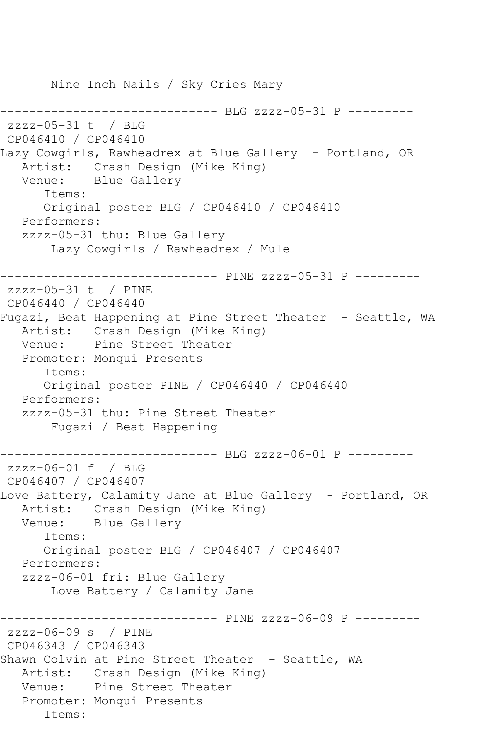```
       Nine Inch Nails / Sky Cries Mary

------------------------------ BLG zzzz-05-31 P ---------
 zzzz-05-31 t  / BLG
 CP046410 / CP046410
Lazy Cowgirls, Rawheadrex at Blue Gallery  - Portland, OR
   Artist:   Crash Design (Mike King)
   Venue:    Blue Gallery
      Items:
      Original poster BLG / CP046410 / CP046410
   Performers:
   zzzz-05-31 thu: Blue Gallery
       Lazy Cowgirls / Rawheadrex / Mule

------------------------------ PINE zzzz-05-31 P ---------
 zzzz-05-31 t  / PINE
 CP046440 / CP046440
Fugazi, Beat Happening at Pine Street Theater  - Seattle, WA
   Artist:   Crash Design (Mike King)
   Venue:    Pine Street Theater
   Promoter: Monqui Presents
      Items:
      Original poster PINE / CP046440 / CP046440
   Performers:
   zzzz-05-31 thu: Pine Street Theater
       Fugazi / Beat Happening

------------------------------ BLG zzzz-06-01 P ---------
 zzzz-06-01 f  / BLG
 CP046407 / CP046407
Love Battery, Calamity Jane at Blue Gallery  - Portland, OR
   Artist:   Crash Design (Mike King)
   Venue:    Blue Gallery
      Items:
      Original poster BLG / CP046407 / CP046407
   Performers:
   zzzz-06-01 fri: Blue Gallery
       Love Battery / Calamity Jane

------------------------------ PINE zzzz-06-09 P ---------
 zzzz-06-09 s  / PINE
 CP046343 / CP046343
Shawn Colvin at Pine Street Theater  - Seattle, WA
   Artist:   Crash Design (Mike King)
   Venue:    Pine Street Theater
   Promoter: Monqui Presents
      Items:
```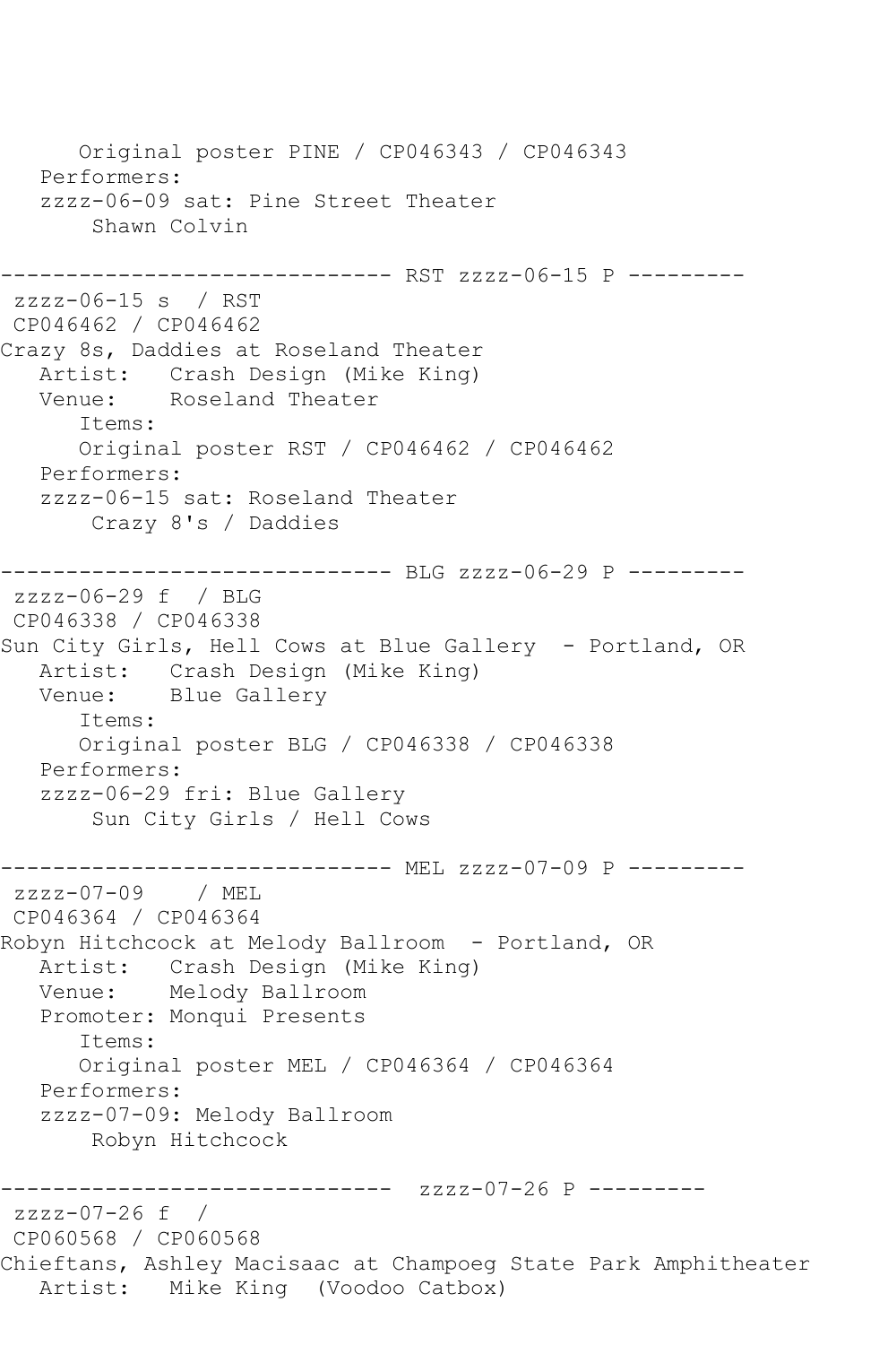```
      Original poster PINE / CP046343 / CP046343
   Performers:
   zzzz-06-09 sat: Pine Street Theater
       Shawn Colvin

------------------------------ RST zzzz-06-15 P ---------
 zzzz-06-15 s  / RST
 CP046462 / CP046462
Crazy 8s, Daddies at Roseland Theater
   Artist:   Crash Design (Mike King)
   Venue:    Roseland Theater
      Items:
      Original poster RST / CP046462 / CP046462
   Performers:
   zzzz-06-15 sat: Roseland Theater
       Crazy 8's / Daddies

------------------------------ BLG zzzz-06-29 P ---------
 zzzz-06-29 f  / BLG
 CP046338 / CP046338
Sun City Girls, Hell Cows at Blue Gallery  - Portland, OR
   Artist:   Crash Design (Mike King)
   Venue:    Blue Gallery
      Items:
      Original poster BLG / CP046338 / CP046338
   Performers:
   zzzz-06-29 fri: Blue Gallery
       Sun City Girls / Hell Cows

------------------------------ MEL zzzz-07-09 P ---------
 zzzz-07-09    / MEL
 CP046364 / CP046364
Robyn Hitchcock at Melody Ballroom  - Portland, OR
   Artist:   Crash Design (Mike King)
   Venue:    Melody Ballroom
   Promoter: Monqui Presents
      Items:
      Original poster MEL / CP046364 / CP046364
   Performers:
   zzzz-07-09: Melody Ballroom
       Robyn Hitchcock

------------------------------  zzzz-07-26 P ---------
 zzzz-07-26 f  /
 CP060568 / CP060568
Chieftans, Ashley Macisaac at Champoeg State Park Amphitheater
   Artist:   Mike King  (Voodoo Catbox)
```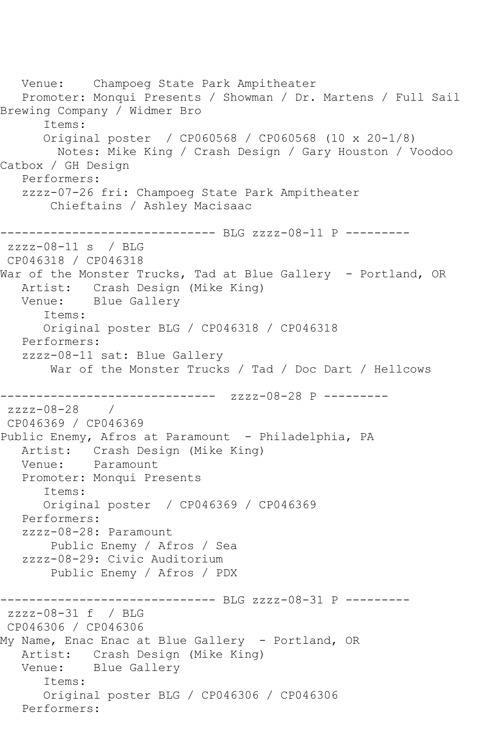```
   Venue:    Champoeg State Park Ampitheater
   Promoter: Monqui Presents / Showman / Dr. Martens / Full Sail
Brewing Company / Widmer Bro
      Items:
      Original poster  / CP060568 / CP060568 (10 x 20-1/8)
        Notes: Mike King / Crash Design / Gary Houston / Voodoo
Catbox / GH Design
   Performers:
   zzzz-07-26 fri: Champoeg State Park Ampitheater
       Chieftains / Ashley Macisaac

------------------------------ BLG zzzz-08-11 P ---------
 zzzz-08-11 s  / BLG
 CP046318 / CP046318
War of the Monster Trucks, Tad at Blue Gallery  - Portland, OR
   Artist:   Crash Design (Mike King)
   Venue:    Blue Gallery
      Items:
      Original poster BLG / CP046318 / CP046318
   Performers:
   zzzz-08-11 sat: Blue Gallery
       War of the Monster Trucks / Tad / Doc Dart / Hellcows

------------------------------  zzzz-08-28 P ---------
 zzzz-08-28    /
 CP046369 / CP046369
Public Enemy, Afros at Paramount  - Philadelphia, PA
   Artist:   Crash Design (Mike King)
   Venue:    Paramount
   Promoter: Monqui Presents
      Items:
      Original poster  / CP046369 / CP046369
   Performers:
   zzzz-08-28: Paramount
       Public Enemy / Afros / Sea
   zzzz-08-29: Civic Auditorium
       Public Enemy / Afros / PDX

------------------------------ BLG zzzz-08-31 P ---------
 zzzz-08-31 f  / BLG
 CP046306 / CP046306
My Name, Enac Enac at Blue Gallery  - Portland, OR
   Artist:   Crash Design (Mike King)
   Venue:    Blue Gallery
      Items:
      Original poster BLG / CP046306 / CP046306
   Performers:
```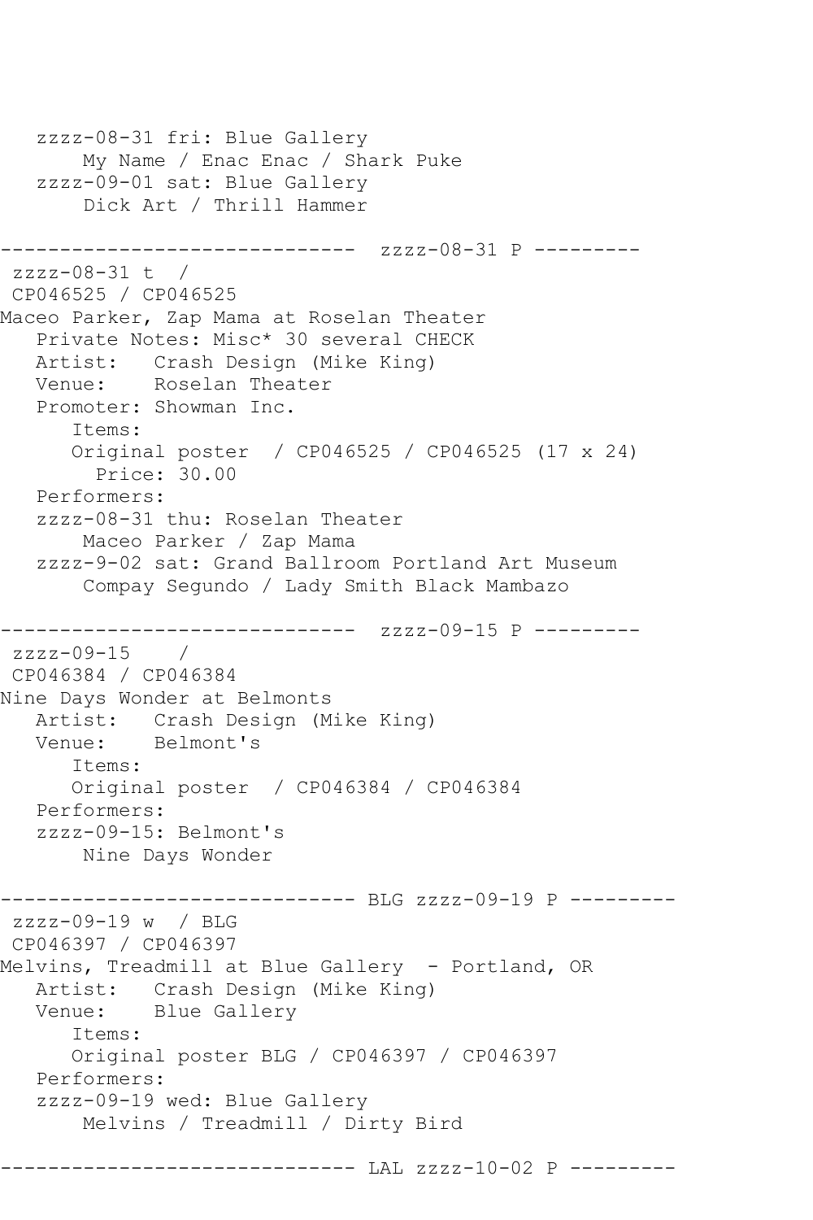```
   zzzz-08-31 fri: Blue Gallery
       My Name / Enac Enac / Shark Puke
   zzzz-09-01 sat: Blue Gallery
       Dick Art / Thrill Hammer

------------------------------  zzzz-08-31 P ---------
 zzzz-08-31 t  /
 CP046525 / CP046525
Maceo Parker, Zap Mama at Roselan Theater
   Private Notes: Misc* 30 several CHECK
   Artist:   Crash Design (Mike King)
   Venue:    Roselan Theater
   Promoter: Showman Inc.
      Items:
      Original poster  / CP046525 / CP046525 (17 x 24)
        Price: 30.00
   Performers:
   zzzz-08-31 thu: Roselan Theater
       Maceo Parker / Zap Mama
   zzzz-9-02 sat: Grand Ballroom Portland Art Museum
       Compay Segundo / Lady Smith Black Mambazo

------------------------------  zzzz-09-15 P ---------
 zzzz-09-15    /
 CP046384 / CP046384
Nine Days Wonder at Belmonts
   Artist:   Crash Design (Mike King)
   Venue:    Belmont's
      Items:
      Original poster  / CP046384 / CP046384
   Performers:
   zzzz-09-15: Belmont's
       Nine Days Wonder

------------------------------ BLG zzzz-09-19 P ---------
 zzzz-09-19 w  / BLG
 CP046397 / CP046397
Melvins, Treadmill at Blue Gallery  - Portland, OR
   Artist:   Crash Design (Mike King)
   Venue:    Blue Gallery
      Items:
      Original poster BLG / CP046397 / CP046397
   Performers:
   zzzz-09-19 wed: Blue Gallery
       Melvins / Treadmill / Dirty Bird

------------------------------ LAL zzzz-10-02 P ---------
```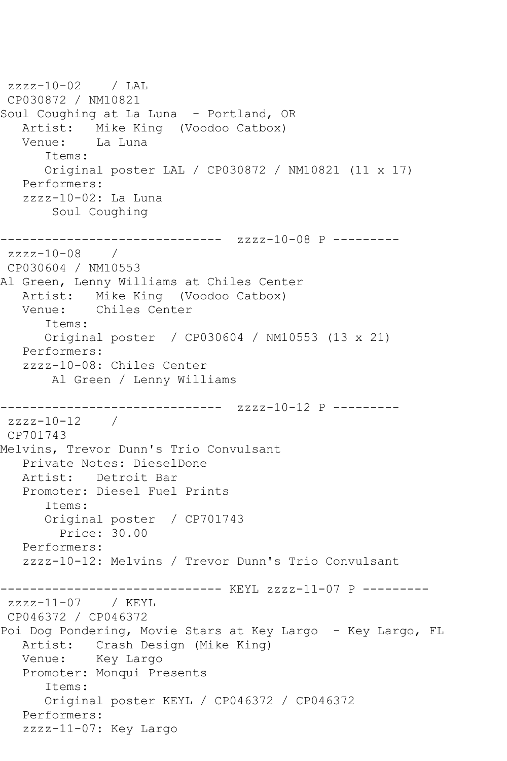```
 zzzz-10-02    / LAL
 CP030872 / NM10821
Soul Coughing at La Luna  - Portland, OR
   Artist:   Mike King  (Voodoo Catbox)
   Venue:    La Luna
      Items:
      Original poster LAL / CP030872 / NM10821 (11 x 17)
   Performers:
   zzzz-10-02: La Luna
       Soul Coughing

------------------------------  zzzz-10-08 P ---------
 zzzz-10-08    /
 CP030604 / NM10553
Al Green, Lenny Williams at Chiles Center
   Artist:   Mike King  (Voodoo Catbox)
   Venue:    Chiles Center
      Items:
      Original poster  / CP030604 / NM10553 (13 x 21)
   Performers:
   zzzz-10-08: Chiles Center
       Al Green / Lenny Williams

------------------------------  zzzz-10-12 P ---------
 zzzz-10-12    /
 CP701743
Melvins, Trevor Dunn's Trio Convulsant
   Private Notes: DieselDone
   Artist:   Detroit Bar
   Promoter: Diesel Fuel Prints
      Items:
      Original poster  / CP701743
        Price: 30.00
   Performers:
   zzzz-10-12: Melvins / Trevor Dunn's Trio Convulsant

------------------------------ KEYL zzzz-11-07 P ---------
 zzzz-11-07    / KEYL
 CP046372 / CP046372
Poi Dog Pondering, Movie Stars at Key Largo  - Key Largo, FL
   Artist:   Crash Design (Mike King)
   Venue:    Key Largo
   Promoter: Monqui Presents
      Items:
      Original poster KEYL / CP046372 / CP046372
   Performers:
   zzzz-11-07: Key Largo
```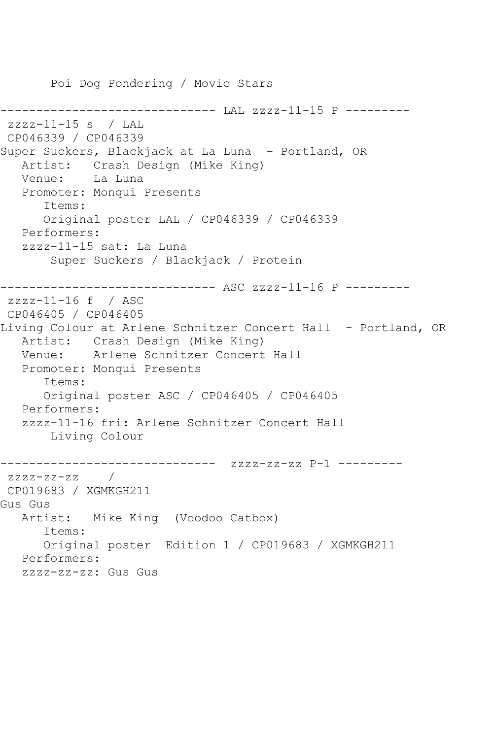```
       Poi Dog Pondering / Movie Stars

------------------------------ LAL zzzz-11-15 P ---------
 zzzz-11-15 s  / LAL
 CP046339 / CP046339
Super Suckers, Blackjack at La Luna  - Portland, OR
   Artist:   Crash Design (Mike King)
   Venue:    La Luna
   Promoter: Monqui Presents
      Items:
      Original poster LAL / CP046339 / CP046339
   Performers:
   zzzz-11-15 sat: La Luna
       Super Suckers / Blackjack / Protein

------------------------------ ASC zzzz-11-16 P ---------
 zzzz-11-16 f  / ASC
 CP046405 / CP046405
Living Colour at Arlene Schnitzer Concert Hall  - Portland, OR
   Artist:   Crash Design (Mike King)
   Venue:    Arlene Schnitzer Concert Hall
   Promoter: Monqui Presents
      Items:
      Original poster ASC / CP046405 / CP046405
   Performers:
   zzzz-11-16 fri: Arlene Schnitzer Concert Hall
       Living Colour

------------------------------  zzzz-zz-zz P-1 ---------
 zzzz-zz-zz    /
 CP019683 / XGMKGH211
Gus Gus
   Artist:   Mike King  (Voodoo Catbox)
      Items:
      Original poster  Edition 1 / CP019683 / XGMKGH211
   Performers:
   zzzz-zz-zz: Gus Gus
```